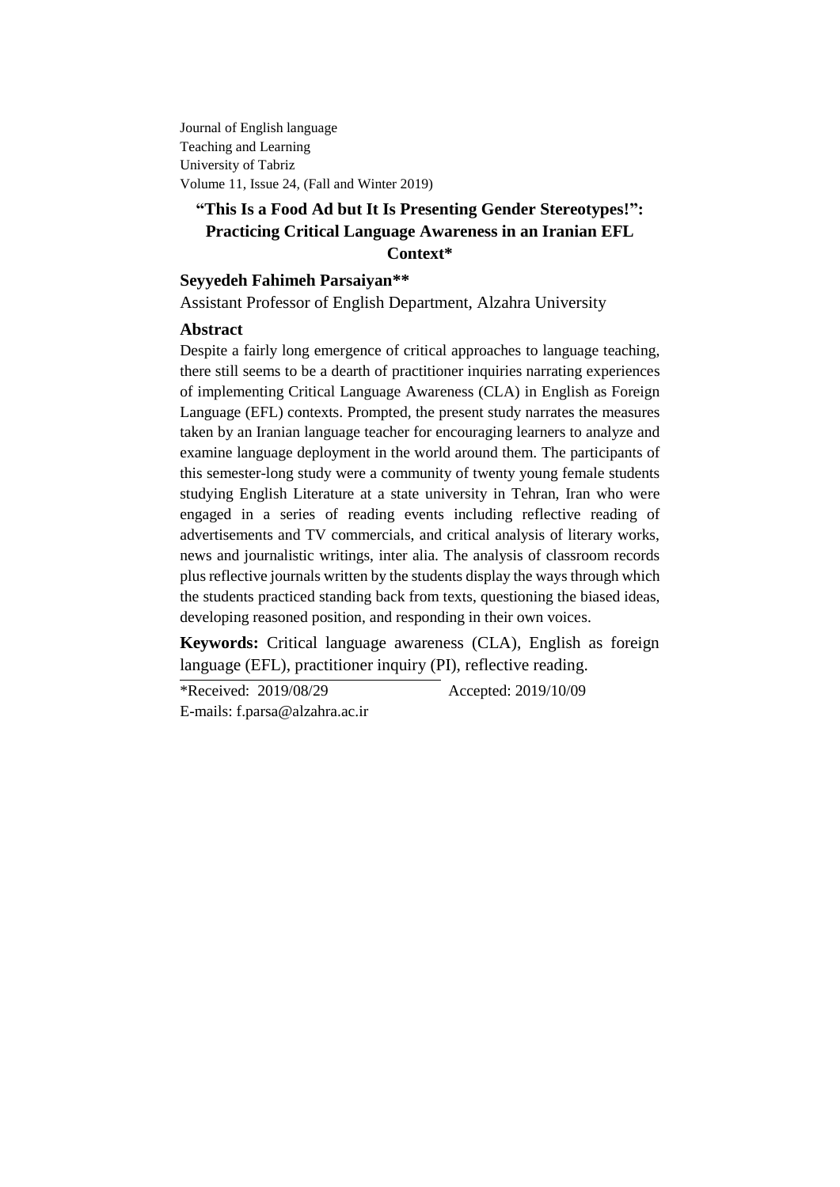Journal of English language
Teaching and Learning
University of Tabriz
Volume 11, Issue 24, (Fall and Winter 2019)

# "This Is a Food Ad but It Is Presenting Gender Stereotypes!": Practicing Critical Language Awareness in an Iranian EFL Context*

**Seyyedeh Fahimeh Parsaiyan****

Assistant Professor of English Department, Alzahra University

## Abstract

Despite a fairly long emergence of critical approaches to language teaching, there still seems to be a dearth of practitioner inquiries narrating experiences of implementing Critical Language Awareness (CLA) in English as Foreign Language (EFL) contexts. Prompted, the present study narrates the measures taken by an Iranian language teacher for encouraging learners to analyze and examine language deployment in the world around them. The participants of this semester-long study were a community of twenty young female students studying English Literature at a state university in Tehran, Iran who were engaged in a series of reading events including reflective reading of advertisements and TV commercials, and critical analysis of literary works, news and journalistic writings, inter alia. The analysis of classroom records plus reflective journals written by the students display the ways through which the students practiced standing back from texts, questioning the biased ideas, developing reasoned position, and responding in their own voices.

**Keywords:** Critical language awareness (CLA), English as foreign language (EFL), practitioner inquiry (PI), reflective reading.

---

*Received: 2019/08/29 Accepted: 2019/10/09

E-mails: f.parsa@alzahra.ac.ir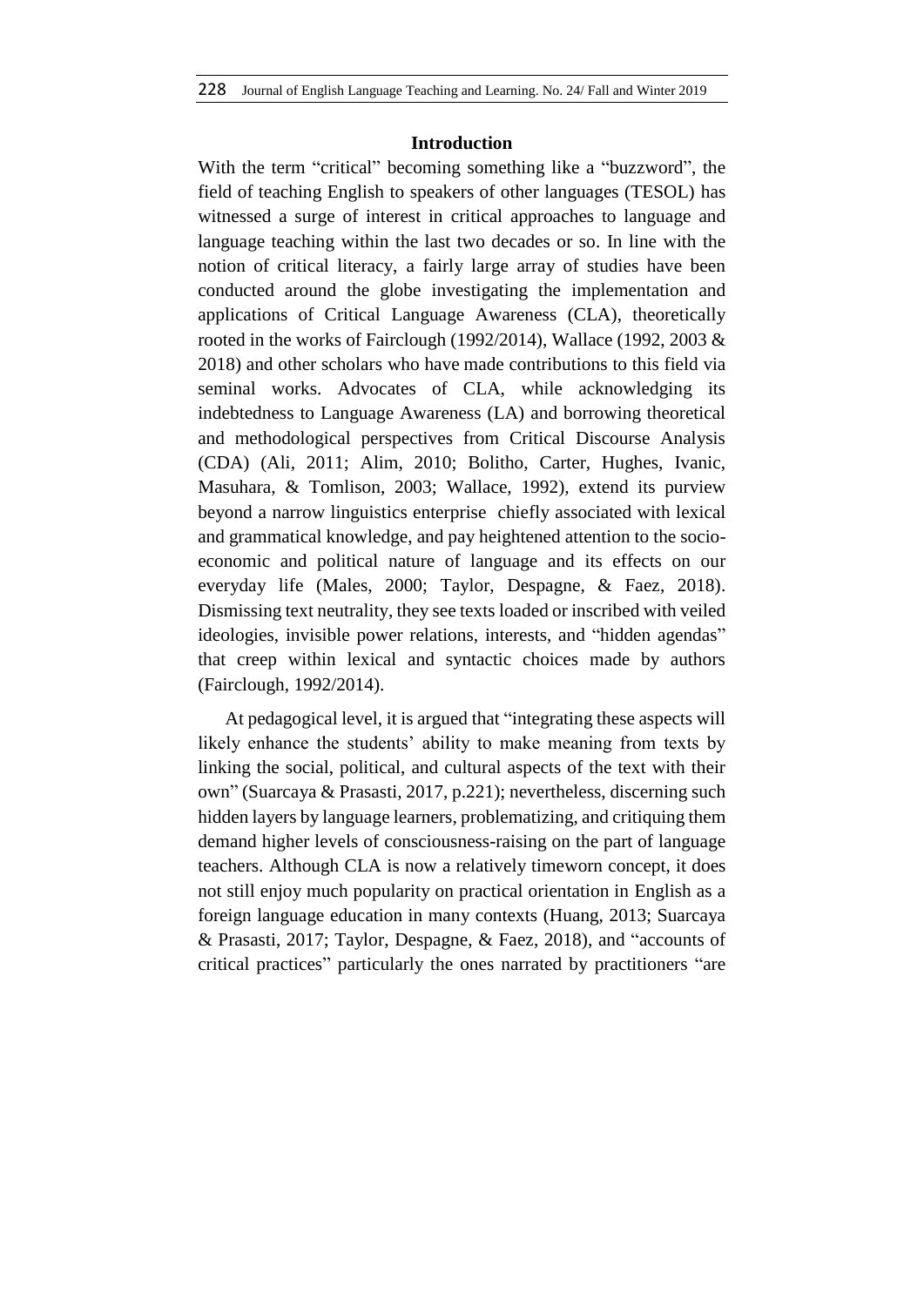## Introduction

With the term “critical” becoming something like a “buzzword”, the field of teaching English to speakers of other languages (TESOL) has witnessed a surge of interest in critical approaches to language and language teaching within the last two decades or so. In line with the notion of critical literacy, a fairly large array of studies have been conducted around the globe investigating the implementation and applications of Critical Language Awareness (CLA), theoretically rooted in the works of Fairclough (1992/2014), Wallace (1992, 2003 & 2018) and other scholars who have made contributions to this field via seminal works. Advocates of CLA, while acknowledging its indebtedness to Language Awareness (LA) and borrowing theoretical and methodological perspectives from Critical Discourse Analysis (CDA) (Ali, 2011; Alim, 2010; Bolitho, Carter, Hughes, Ivanic, Masuhara, & Tomlison, 2003; Wallace, 1992), extend its purview beyond a narrow linguistics enterprise chiefly associated with lexical and grammatical knowledge, and pay heightened attention to the socio-economic and political nature of language and its effects on our everyday life (Males, 2000; Taylor, Despagne, & Faez, 2018). Dismissing text neutrality, they see texts loaded or inscribed with veiled ideologies, invisible power relations, interests, and “hidden agendas” that creep within lexical and syntactic choices made by authors (Fairclough, 1992/2014).

At pedagogical level, it is argued that “integrating these aspects will likely enhance the students’ ability to make meaning from texts by linking the social, political, and cultural aspects of the text with their own” (Suarcaya & Prasasti, 2017, p.221); nevertheless, discerning such hidden layers by language learners, problematizing, and critiquing them demand higher levels of consciousness-raising on the part of language teachers. Although CLA is now a relatively timeworn concept, it does not still enjoy much popularity on practical orientation in English as a foreign language education in many contexts (Huang, 2013; Suarcaya & Prasasti, 2017; Taylor, Despagne, & Faez, 2018), and “accounts of critical practices” particularly the ones narrated by practitioners “are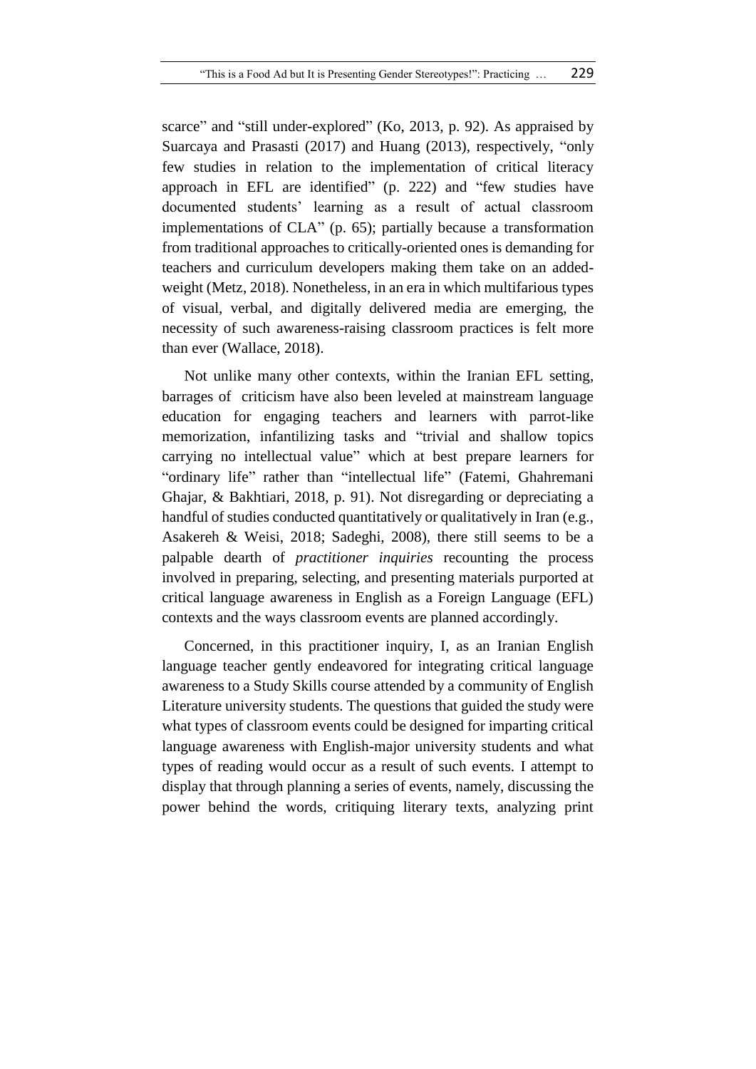scarce" and "still under-explored" (Ko, 2013, p. 92). As appraised by Suarcaya and Prasasti (2017) and Huang (2013), respectively, "only few studies in relation to the implementation of critical literacy approach in EFL are identified" (p. 222) and "few studies have documented students' learning as a result of actual classroom implementations of CLA" (p. 65); partially because a transformation from traditional approaches to critically-oriented ones is demanding for teachers and curriculum developers making them take on an added-weight (Metz, 2018). Nonetheless, in an era in which multifarious types of visual, verbal, and digitally delivered media are emerging, the necessity of such awareness-raising classroom practices is felt more than ever (Wallace, 2018).

Not unlike many other contexts, within the Iranian EFL setting, barrages of criticism have also been leveled at mainstream language education for engaging teachers and learners with parrot-like memorization, infantilizing tasks and "trivial and shallow topics carrying no intellectual value" which at best prepare learners for "ordinary life" rather than "intellectual life" (Fatemi, Ghahremani Ghajar, & Bakhtiari, 2018, p. 91). Not disregarding or depreciating a handful of studies conducted quantitatively or qualitatively in Iran (e.g., Asakereh & Weisi, 2018; Sadeghi, 2008), there still seems to be a palpable dearth of *practitioner inquiries* recounting the process involved in preparing, selecting, and presenting materials purported at critical language awareness in English as a Foreign Language (EFL) contexts and the ways classroom events are planned accordingly.

Concerned, in this practitioner inquiry, I, as an Iranian English language teacher gently endeavored for integrating critical language awareness to a Study Skills course attended by a community of English Literature university students. The questions that guided the study were what types of classroom events could be designed for imparting critical language awareness with English-major university students and what types of reading would occur as a result of such events. I attempt to display that through planning a series of events, namely, discussing the power behind the words, critiquing literary texts, analyzing print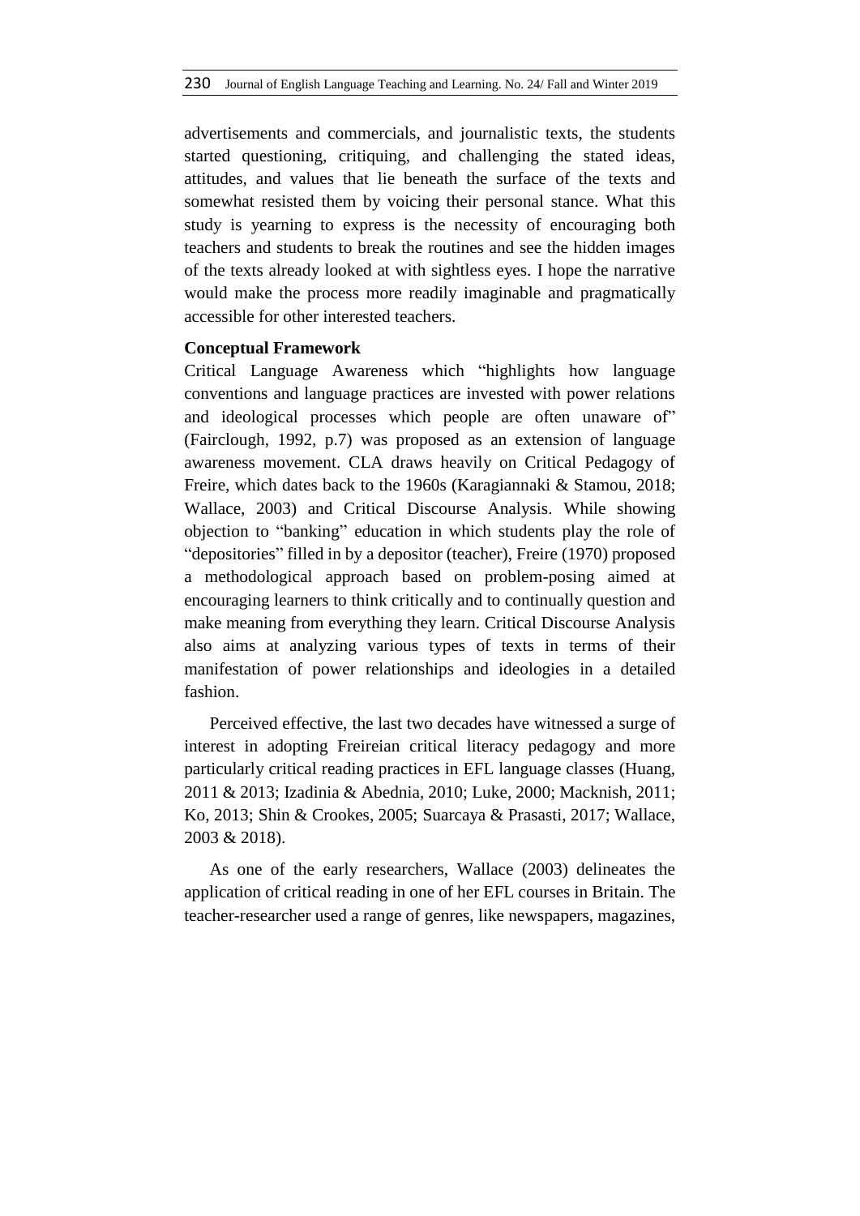advertisements and commercials, and journalistic texts, the students started questioning, critiquing, and challenging the stated ideas, attitudes, and values that lie beneath the surface of the texts and somewhat resisted them by voicing their personal stance. What this study is yearning to express is the necessity of encouraging both teachers and students to break the routines and see the hidden images of the texts already looked at with sightless eyes. I hope the narrative would make the process more readily imaginable and pragmatically accessible for other interested teachers.

**Conceptual Framework**

Critical Language Awareness which "highlights how language conventions and language practices are invested with power relations and ideological processes which people are often unaware of" (Fairclough, 1992, p.7) was proposed as an extension of language awareness movement. CLA draws heavily on Critical Pedagogy of Freire, which dates back to the 1960s (Karagiannaki & Stamou, 2018; Wallace, 2003) and Critical Discourse Analysis. While showing objection to "banking" education in which students play the role of "depositories" filled in by a depositor (teacher), Freire (1970) proposed a methodological approach based on problem-posing aimed at encouraging learners to think critically and to continually question and make meaning from everything they learn. Critical Discourse Analysis also aims at analyzing various types of texts in terms of their manifestation of power relationships and ideologies in a detailed fashion.

Perceived effective, the last two decades have witnessed a surge of interest in adopting Freireian critical literacy pedagogy and more particularly critical reading practices in EFL language classes (Huang, 2011 & 2013; Izadinia & Abednia, 2010; Luke, 2000; Macknish, 2011; Ko, 2013; Shin & Crookes, 2005; Suarcaya & Prasasti, 2017; Wallace, 2003 & 2018).

As one of the early researchers, Wallace (2003) delineates the application of critical reading in one of her EFL courses in Britain. The teacher-researcher used a range of genres, like newspapers, magazines,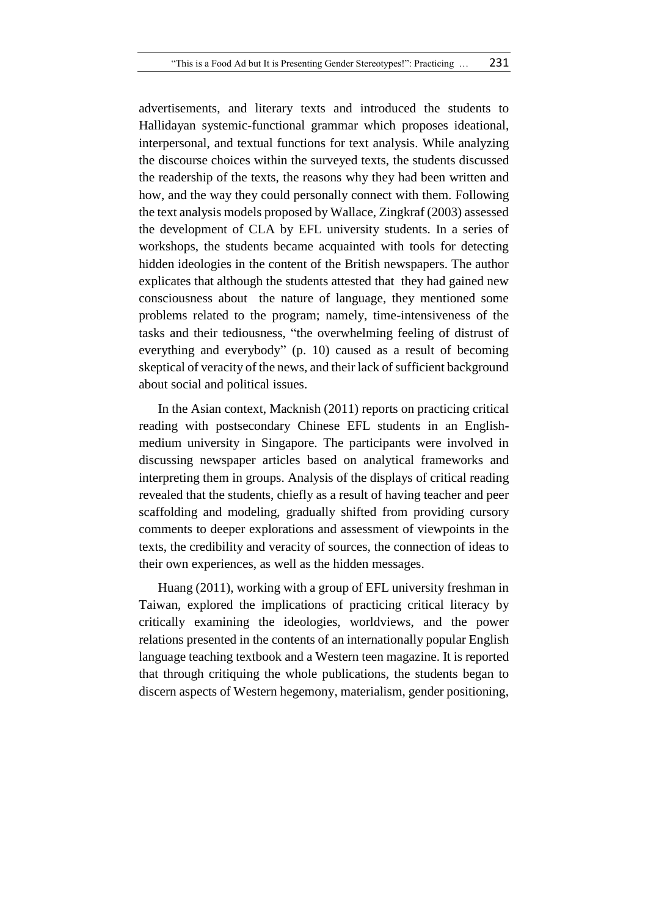advertisements, and literary texts and introduced the students to Hallidayan systemic-functional grammar which proposes ideational, interpersonal, and textual functions for text analysis. While analyzing the discourse choices within the surveyed texts, the students discussed the readership of the texts, the reasons why they had been written and how, and the way they could personally connect with them. Following the text analysis models proposed by Wallace, Zingkraf (2003) assessed the development of CLA by EFL university students. In a series of workshops, the students became acquainted with tools for detecting hidden ideologies in the content of the British newspapers. The author explicates that although the students attested that they had gained new consciousness about the nature of language, they mentioned some problems related to the program; namely, time-intensiveness of the tasks and their tediousness, "the overwhelming feeling of distrust of everything and everybody" (p. 10) caused as a result of becoming skeptical of veracity of the news, and their lack of sufficient background about social and political issues.

In the Asian context, Macknish (2011) reports on practicing critical reading with postsecondary Chinese EFL students in an English-medium university in Singapore. The participants were involved in discussing newspaper articles based on analytical frameworks and interpreting them in groups. Analysis of the displays of critical reading revealed that the students, chiefly as a result of having teacher and peer scaffolding and modeling, gradually shifted from providing cursory comments to deeper explorations and assessment of viewpoints in the texts, the credibility and veracity of sources, the connection of ideas to their own experiences, as well as the hidden messages.

Huang (2011), working with a group of EFL university freshman in Taiwan, explored the implications of practicing critical literacy by critically examining the ideologies, worldviews, and the power relations presented in the contents of an internationally popular English language teaching textbook and a Western teen magazine. It is reported that through critiquing the whole publications, the students began to discern aspects of Western hegemony, materialism, gender positioning,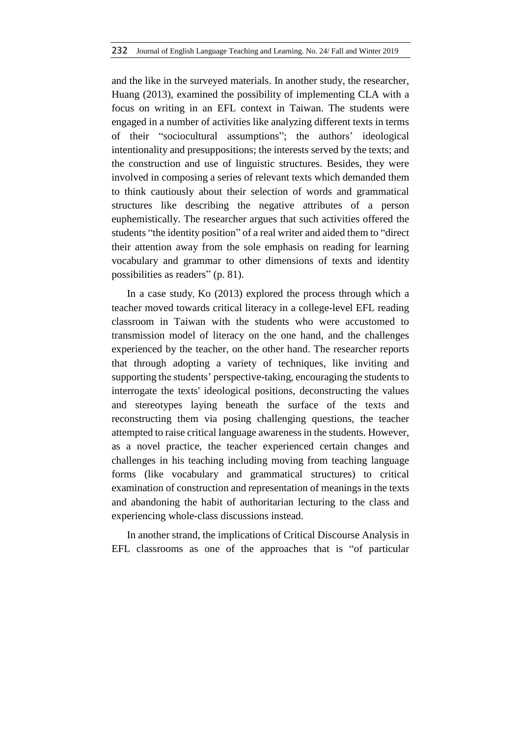and the like in the surveyed materials. In another study, the researcher, Huang (2013), examined the possibility of implementing CLA with a focus on writing in an EFL context in Taiwan. The students were engaged in a number of activities like analyzing different texts in terms of their "sociocultural assumptions"; the authors' ideological intentionality and presuppositions; the interests served by the texts; and the construction and use of linguistic structures. Besides, they were involved in composing a series of relevant texts which demanded them to think cautiously about their selection of words and grammatical structures like describing the negative attributes of a person euphemistically. The researcher argues that such activities offered the students "the identity position" of a real writer and aided them to "direct their attention away from the sole emphasis on reading for learning vocabulary and grammar to other dimensions of texts and identity possibilities as readers" (p. 81).

In a case study, Ko (2013) explored the process through which a teacher moved towards critical literacy in a college-level EFL reading classroom in Taiwan with the students who were accustomed to transmission model of literacy on the one hand, and the challenges experienced by the teacher, on the other hand. The researcher reports that through adopting a variety of techniques, like inviting and supporting the students' perspective-taking, encouraging the students to interrogate the texts' ideological positions, deconstructing the values and stereotypes laying beneath the surface of the texts and reconstructing them via posing challenging questions, the teacher attempted to raise critical language awareness in the students. However, as a novel practice, the teacher experienced certain changes and challenges in his teaching including moving from teaching language forms (like vocabulary and grammatical structures) to critical examination of construction and representation of meanings in the texts and abandoning the habit of authoritarian lecturing to the class and experiencing whole-class discussions instead.

In another strand, the implications of Critical Discourse Analysis in EFL classrooms as one of the approaches that is "of particular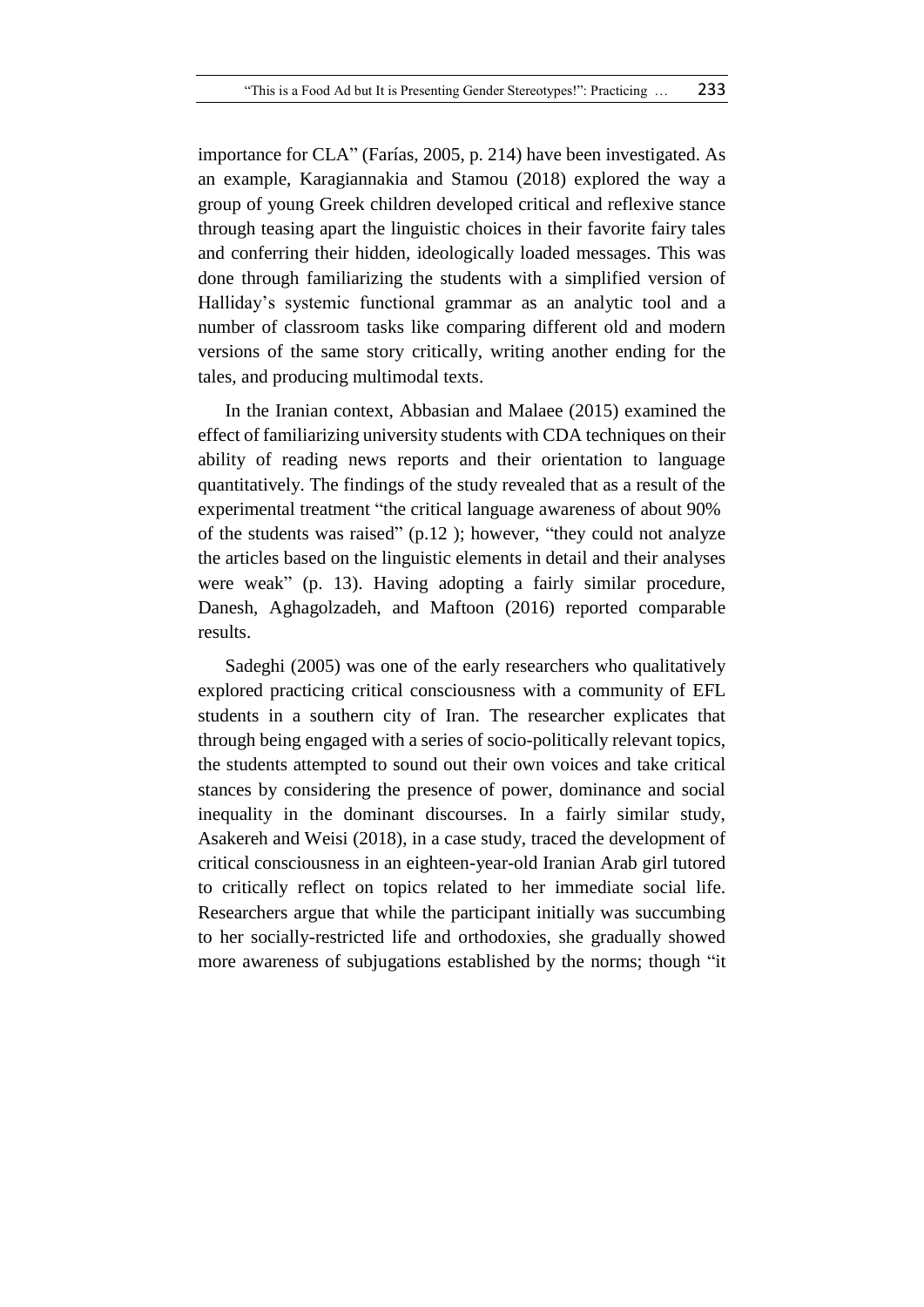importance for CLA" (Farías, 2005, p. 214) have been investigated. As an example, Karagiannakia and Stamou (2018) explored the way a group of young Greek children developed critical and reflexive stance through teasing apart the linguistic choices in their favorite fairy tales and conferring their hidden, ideologically loaded messages. This was done through familiarizing the students with a simplified version of Halliday's systemic functional grammar as an analytic tool and a number of classroom tasks like comparing different old and modern versions of the same story critically, writing another ending for the tales, and producing multimodal texts.

In the Iranian context, Abbasian and Malaee (2015) examined the effect of familiarizing university students with CDA techniques on their ability of reading news reports and their orientation to language quantitatively. The findings of the study revealed that as a result of the experimental treatment "the critical language awareness of about 90% of the students was raised" (p.12 ); however, "they could not analyze the articles based on the linguistic elements in detail and their analyses were weak" (p. 13). Having adopting a fairly similar procedure, Danesh, Aghagolzadeh, and Maftoon (2016) reported comparable results.

Sadeghi (2005) was one of the early researchers who qualitatively explored practicing critical consciousness with a community of EFL students in a southern city of Iran. The researcher explicates that through being engaged with a series of socio-politically relevant topics, the students attempted to sound out their own voices and take critical stances by considering the presence of power, dominance and social inequality in the dominant discourses. In a fairly similar study, Asakereh and Weisi (2018), in a case study, traced the development of critical consciousness in an eighteen-year-old Iranian Arab girl tutored to critically reflect on topics related to her immediate social life. Researchers argue that while the participant initially was succumbing to her socially-restricted life and orthodoxies, she gradually showed more awareness of subjugations established by the norms; though "it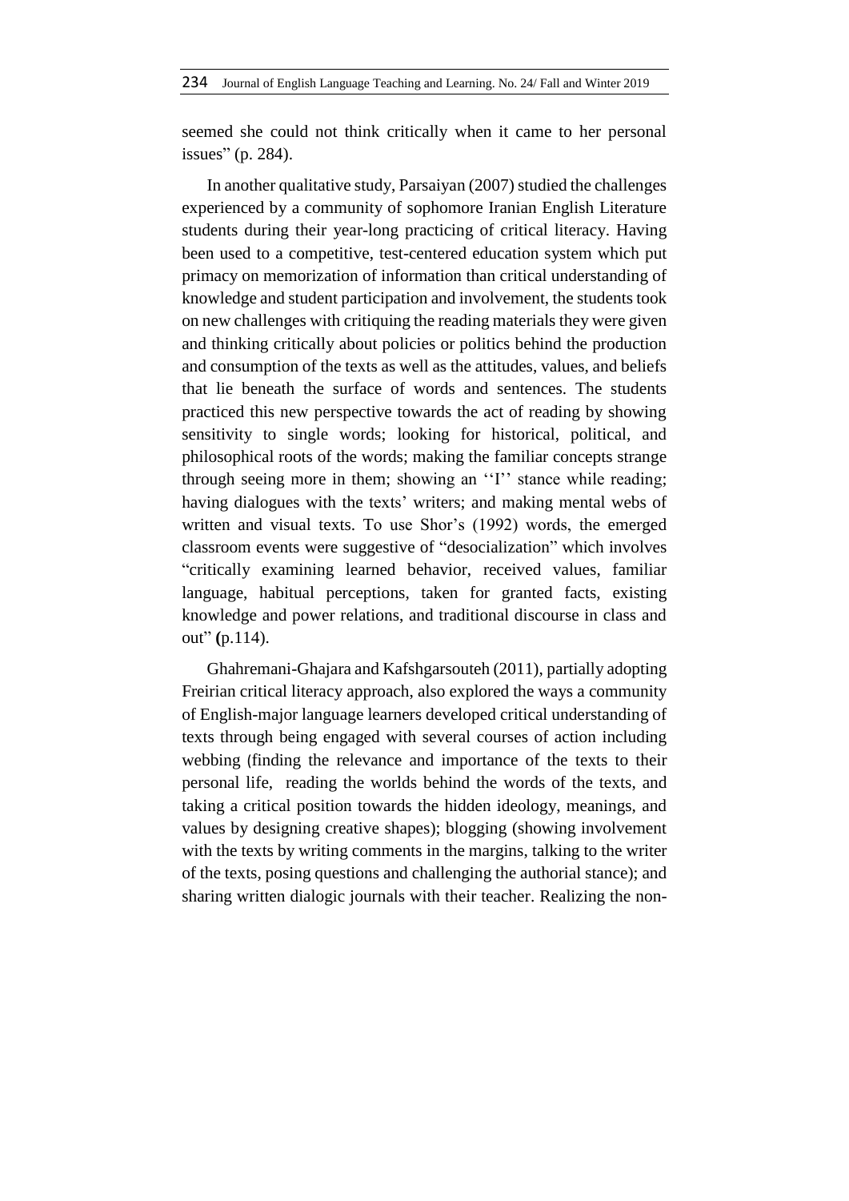seemed she could not think critically when it came to her personal issues" (p. 284).

In another qualitative study, Parsaiyan (2007) studied the challenges experienced by a community of sophomore Iranian English Literature students during their year-long practicing of critical literacy. Having been used to a competitive, test-centered education system which put primacy on memorization of information than critical understanding of knowledge and student participation and involvement, the students took on new challenges with critiquing the reading materials they were given and thinking critically about policies or politics behind the production and consumption of the texts as well as the attitudes, values, and beliefs that lie beneath the surface of words and sentences. The students practiced this new perspective towards the act of reading by showing sensitivity to single words; looking for historical, political, and philosophical roots of the words; making the familiar concepts strange through seeing more in them; showing an ''I'' stance while reading; having dialogues with the texts' writers; and making mental webs of written and visual texts. To use Shor's (1992) words, the emerged classroom events were suggestive of "desocialization" which involves "critically examining learned behavior, received values, familiar language, habitual perceptions, taken for granted facts, existing knowledge and power relations, and traditional discourse in class and out" (p.114).

Ghahremani-Ghajara and Kafshgarsouteh (2011), partially adopting Freirian critical literacy approach, also explored the ways a community of English-major language learners developed critical understanding of texts through being engaged with several courses of action including webbing (finding the relevance and importance of the texts to their personal life, reading the worlds behind the words of the texts, and taking a critical position towards the hidden ideology, meanings, and values by designing creative shapes); blogging (showing involvement with the texts by writing comments in the margins, talking to the writer of the texts, posing questions and challenging the authorial stance); and sharing written dialogic journals with their teacher. Realizing the non-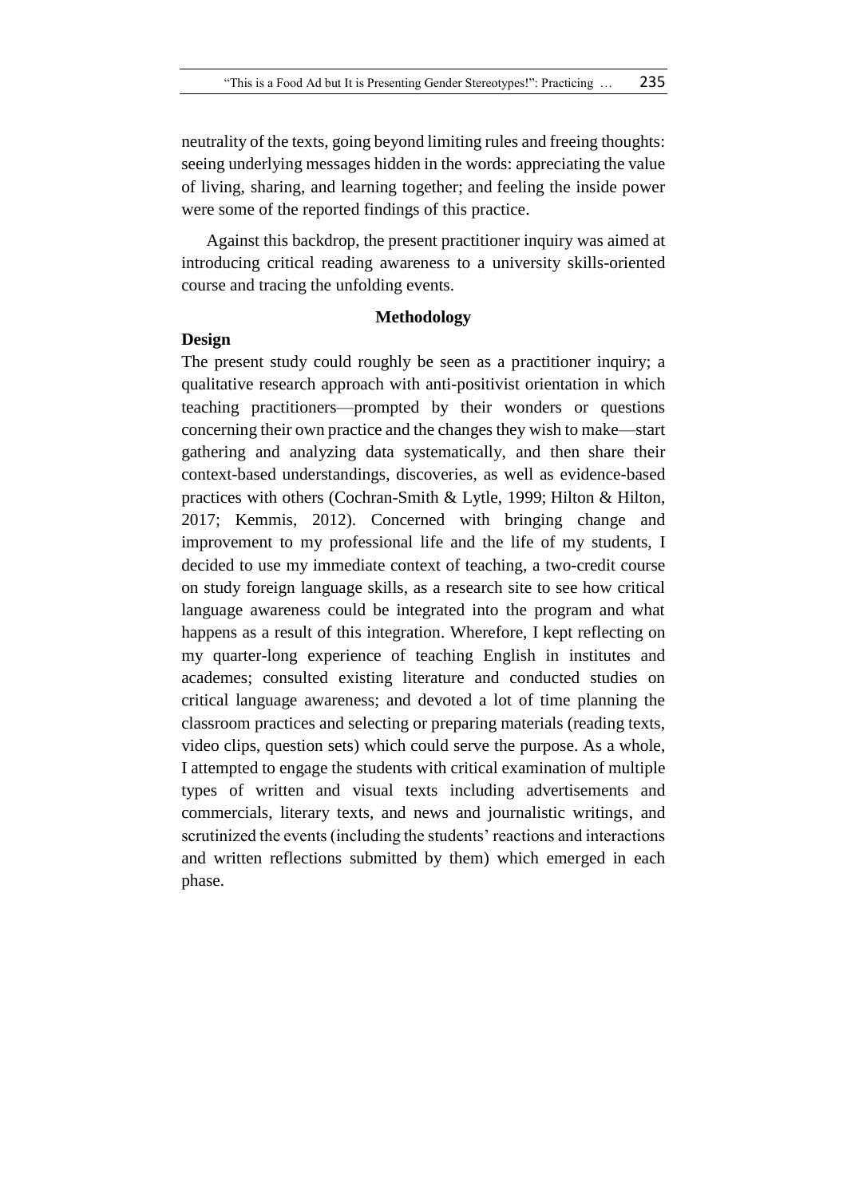neutrality of the texts, going beyond limiting rules and freeing thoughts: seeing underlying messages hidden in the words: appreciating the value of living, sharing, and learning together; and feeling the inside power were some of the reported findings of this practice.

Against this backdrop, the present practitioner inquiry was aimed at introducing critical reading awareness to a university skills-oriented course and tracing the unfolding events.

## Methodology

### Design

The present study could roughly be seen as a practitioner inquiry; a qualitative research approach with anti-positivist orientation in which teaching practitioners—prompted by their wonders or questions concerning their own practice and the changes they wish to make—start gathering and analyzing data systematically, and then share their context-based understandings, discoveries, as well as evidence-based practices with others (Cochran-Smith & Lytle, 1999; Hilton & Hilton, 2017; Kemmis, 2012). Concerned with bringing change and improvement to my professional life and the life of my students, I decided to use my immediate context of teaching, a two-credit course on study foreign language skills, as a research site to see how critical language awareness could be integrated into the program and what happens as a result of this integration. Wherefore, I kept reflecting on my quarter-long experience of teaching English in institutes and academes; consulted existing literature and conducted studies on critical language awareness; and devoted a lot of time planning the classroom practices and selecting or preparing materials (reading texts, video clips, question sets) which could serve the purpose. As a whole, I attempted to engage the students with critical examination of multiple types of written and visual texts including advertisements and commercials, literary texts, and news and journalistic writings, and scrutinized the events (including the students' reactions and interactions and written reflections submitted by them) which emerged in each phase.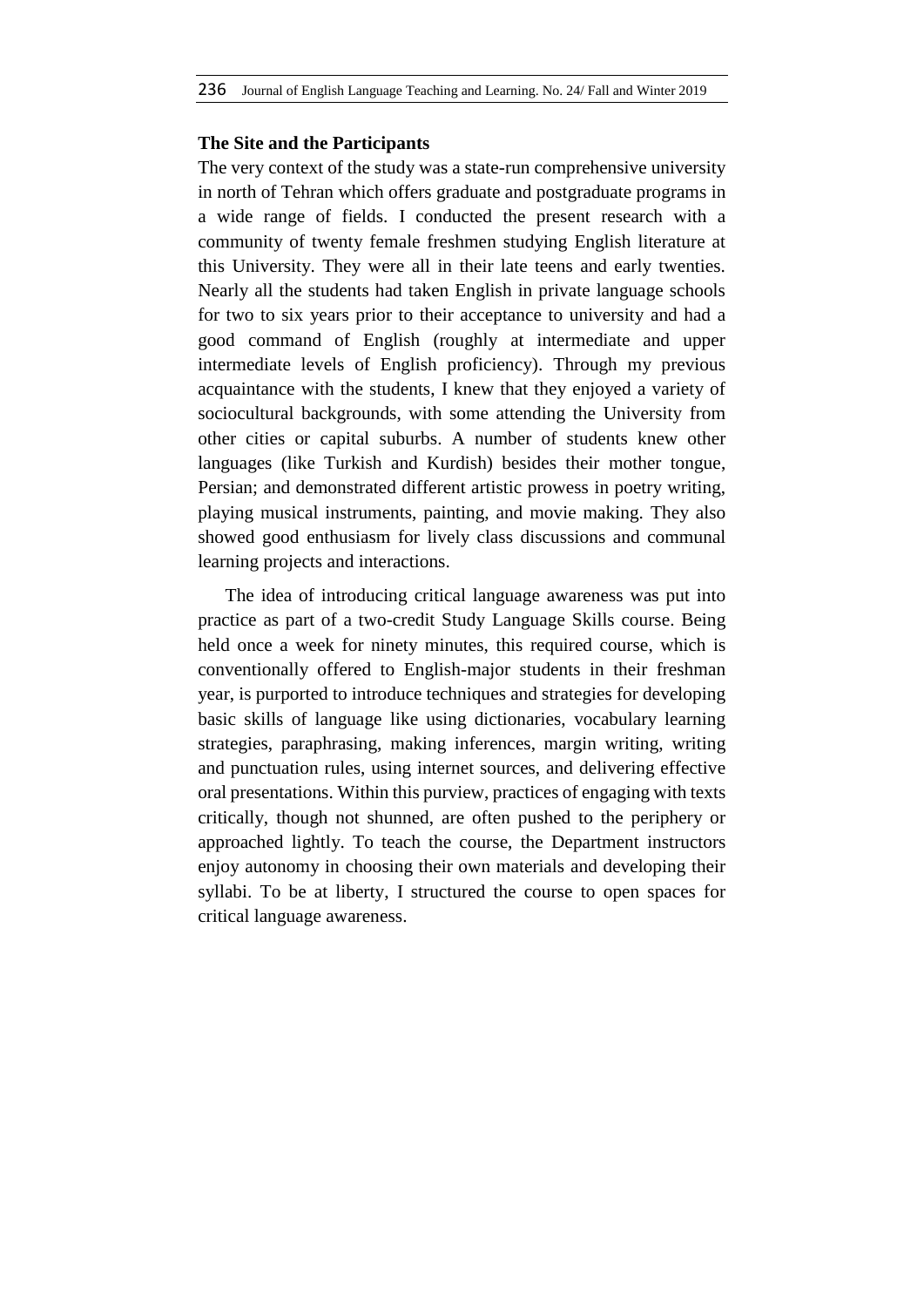**The Site and the Participants**

The very context of the study was a state-run comprehensive university in north of Tehran which offers graduate and postgraduate programs in a wide range of fields. I conducted the present research with a community of twenty female freshmen studying English literature at this University. They were all in their late teens and early twenties. Nearly all the students had taken English in private language schools for two to six years prior to their acceptance to university and had a good command of English (roughly at intermediate and upper intermediate levels of English proficiency). Through my previous acquaintance with the students, I knew that they enjoyed a variety of sociocultural backgrounds, with some attending the University from other cities or capital suburbs. A number of students knew other languages (like Turkish and Kurdish) besides their mother tongue, Persian; and demonstrated different artistic prowess in poetry writing, playing musical instruments, painting, and movie making. They also showed good enthusiasm for lively class discussions and communal learning projects and interactions.

The idea of introducing critical language awareness was put into practice as part of a two-credit Study Language Skills course. Being held once a week for ninety minutes, this required course, which is conventionally offered to English-major students in their freshman year, is purported to introduce techniques and strategies for developing basic skills of language like using dictionaries, vocabulary learning strategies, paraphrasing, making inferences, margin writing, writing and punctuation rules, using internet sources, and delivering effective oral presentations. Within this purview, practices of engaging with texts critically, though not shunned, are often pushed to the periphery or approached lightly. To teach the course, the Department instructors enjoy autonomy in choosing their own materials and developing their syllabi. To be at liberty, I structured the course to open spaces for critical language awareness.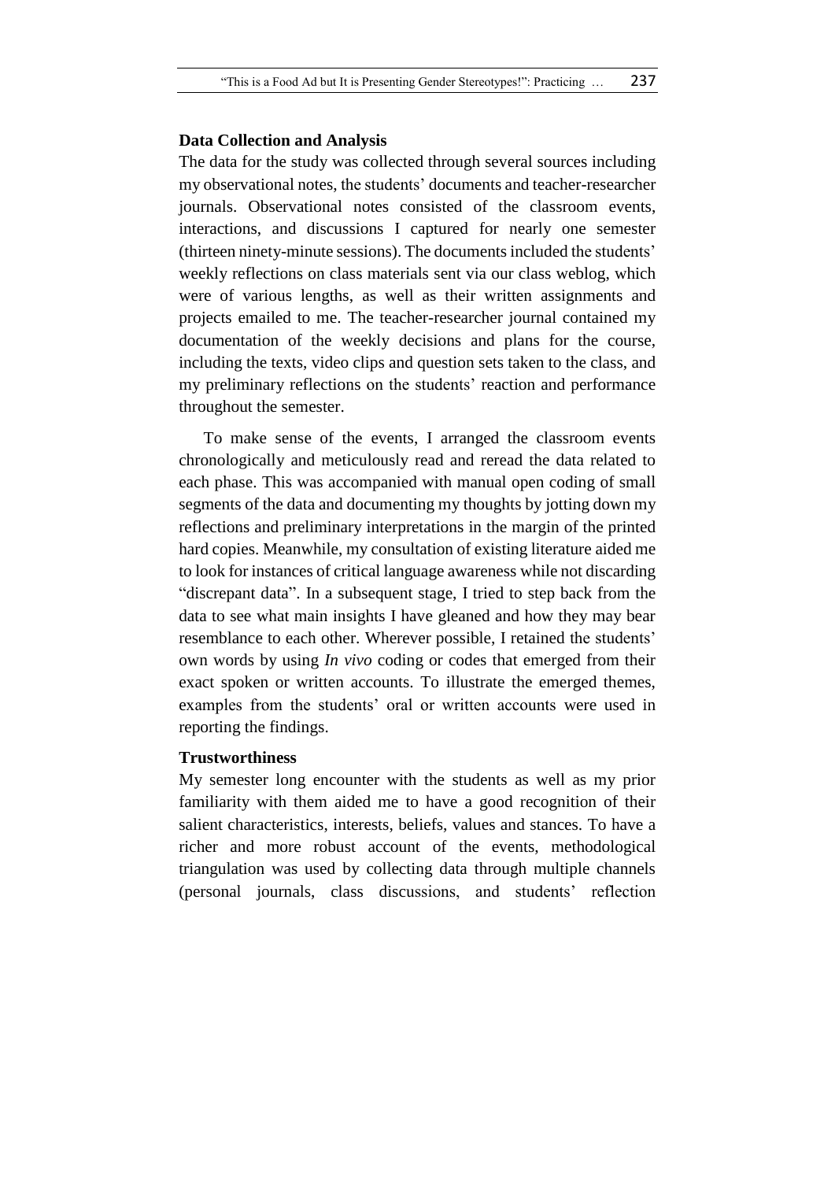### Data Collection and Analysis

The data for the study was collected through several sources including my observational notes, the students' documents and teacher-researcher journals. Observational notes consisted of the classroom events, interactions, and discussions I captured for nearly one semester (thirteen ninety-minute sessions). The documents included the students' weekly reflections on class materials sent via our class weblog, which were of various lengths, as well as their written assignments and projects emailed to me. The teacher-researcher journal contained my documentation of the weekly decisions and plans for the course, including the texts, video clips and question sets taken to the class, and my preliminary reflections on the students' reaction and performance throughout the semester.

To make sense of the events, I arranged the classroom events chronologically and meticulously read and reread the data related to each phase. This was accompanied with manual open coding of small segments of the data and documenting my thoughts by jotting down my reflections and preliminary interpretations in the margin of the printed hard copies. Meanwhile, my consultation of existing literature aided me to look for instances of critical language awareness while not discarding "discrepant data". In a subsequent stage, I tried to step back from the data to see what main insights I have gleaned and how they may bear resemblance to each other. Wherever possible, I retained the students' own words by using *In vivo* coding or codes that emerged from their exact spoken or written accounts. To illustrate the emerged themes, examples from the students' oral or written accounts were used in reporting the findings.

### Trustworthiness

My semester long encounter with the students as well as my prior familiarity with them aided me to have a good recognition of their salient characteristics, interests, beliefs, values and stances. To have a richer and more robust account of the events, methodological triangulation was used by collecting data through multiple channels (personal journals, class discussions, and students' reflection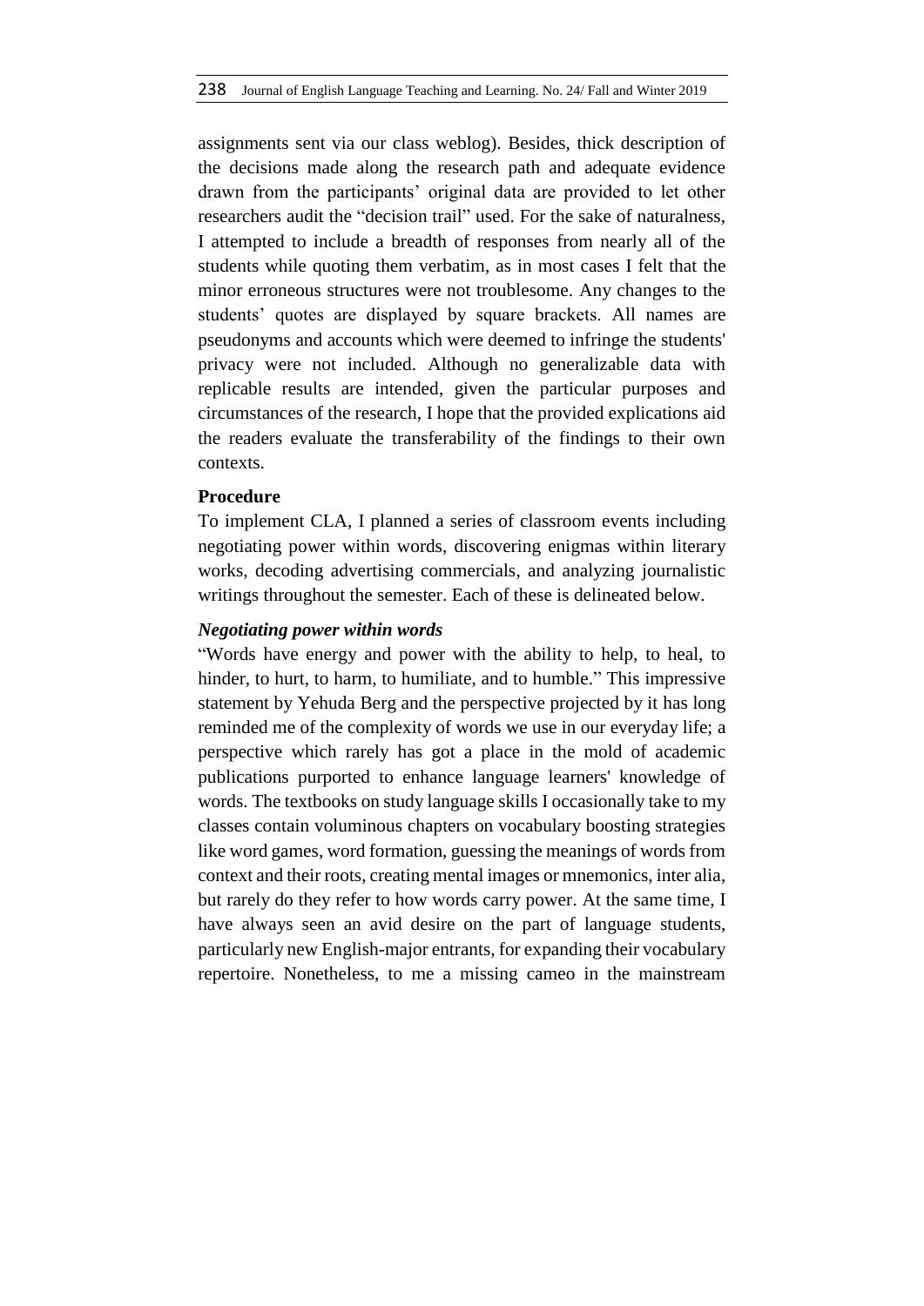assignments sent via our class weblog). Besides, thick description of the decisions made along the research path and adequate evidence drawn from the participants' original data are provided to let other researchers audit the "decision trail" used. For the sake of naturalness, I attempted to include a breadth of responses from nearly all of the students while quoting them verbatim, as in most cases I felt that the minor erroneous structures were not troublesome. Any changes to the students' quotes are displayed by square brackets. All names are pseudonyms and accounts which were deemed to infringe the students' privacy were not included. Although no generalizable data with replicable results are intended, given the particular purposes and circumstances of the research, I hope that the provided explications aid the readers evaluate the transferability of the findings to their own contexts.

### Procedure

To implement CLA, I planned a series of classroom events including negotiating power within words, discovering enigmas within literary works, decoding advertising commercials, and analyzing journalistic writings throughout the semester. Each of these is delineated below.

#### *Negotiating power within words*

"Words have energy and power with the ability to help, to heal, to hinder, to hurt, to harm, to humiliate, and to humble." This impressive statement by Yehuda Berg and the perspective projected by it has long reminded me of the complexity of words we use in our everyday life; a perspective which rarely has got a place in the mold of academic publications purported to enhance language learners' knowledge of words. The textbooks on study language skills I occasionally take to my classes contain voluminous chapters on vocabulary boosting strategies like word games, word formation, guessing the meanings of words from context and their roots, creating mental images or mnemonics, inter alia, but rarely do they refer to how words carry power. At the same time, I have always seen an avid desire on the part of language students, particularly new English-major entrants, for expanding their vocabulary repertoire. Nonetheless, to me a missing cameo in the mainstream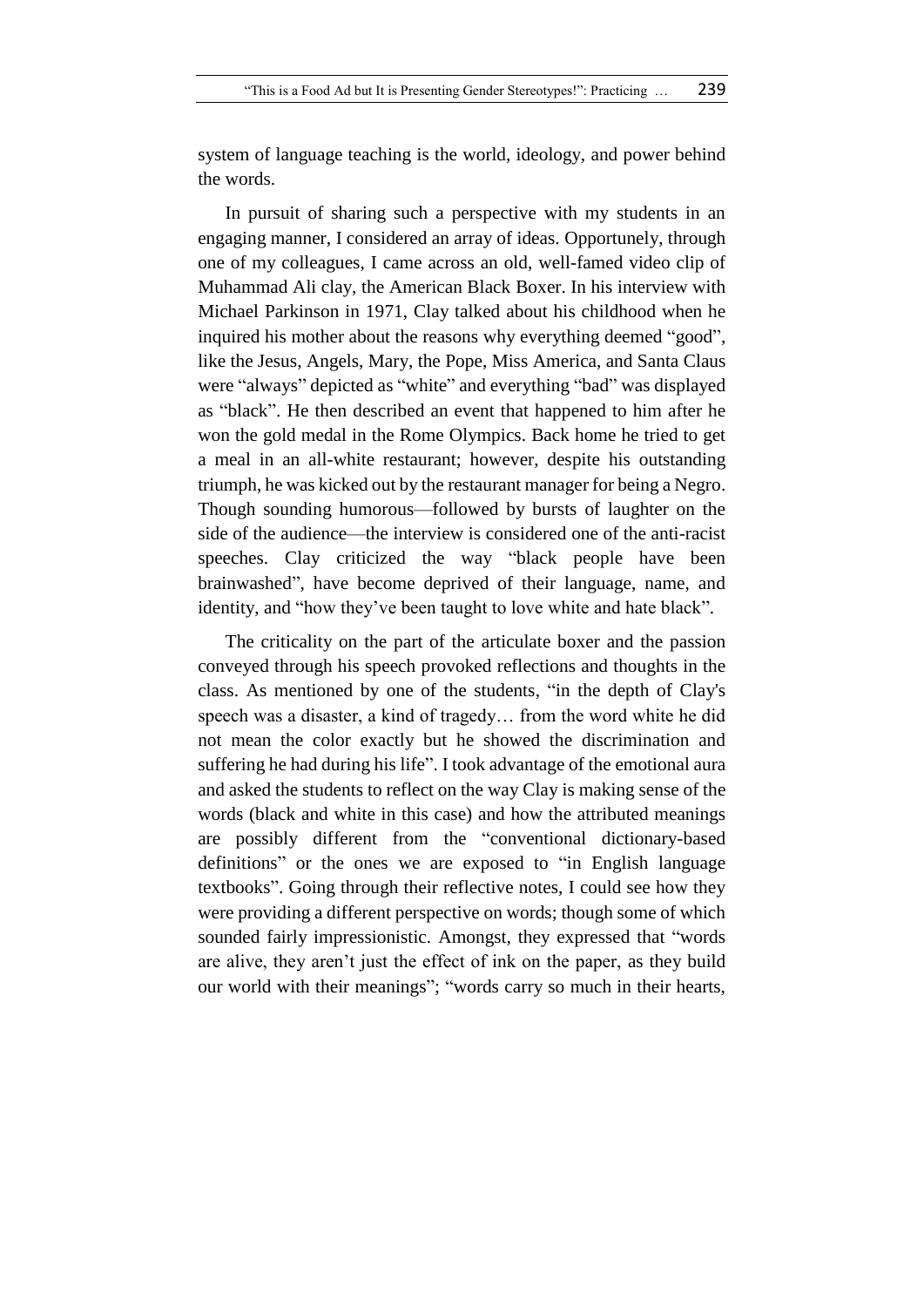system of language teaching is the world, ideology, and power behind the words.

In pursuit of sharing such a perspective with my students in an engaging manner, I considered an array of ideas. Opportunely, through one of my colleagues, I came across an old, well-famed video clip of Muhammad Ali clay, the American Black Boxer. In his interview with Michael Parkinson in 1971, Clay talked about his childhood when he inquired his mother about the reasons why everything deemed "good", like the Jesus, Angels, Mary, the Pope, Miss America, and Santa Claus were "always" depicted as "white" and everything "bad" was displayed as "black". He then described an event that happened to him after he won the gold medal in the Rome Olympics. Back home he tried to get a meal in an all-white restaurant; however, despite his outstanding triumph, he was kicked out by the restaurant manager for being a Negro. Though sounding humorous—followed by bursts of laughter on the side of the audience—the interview is considered one of the anti-racist speeches. Clay criticized the way "black people have been brainwashed", have become deprived of their language, name, and identity, and "how they've been taught to love white and hate black".

The criticality on the part of the articulate boxer and the passion conveyed through his speech provoked reflections and thoughts in the class. As mentioned by one of the students, "in the depth of Clay's speech was a disaster, a kind of tragedy… from the word white he did not mean the color exactly but he showed the discrimination and suffering he had during his life". I took advantage of the emotional aura and asked the students to reflect on the way Clay is making sense of the words (black and white in this case) and how the attributed meanings are possibly different from the "conventional dictionary-based definitions" or the ones we are exposed to "in English language textbooks". Going through their reflective notes, I could see how they were providing a different perspective on words; though some of which sounded fairly impressionistic. Amongst, they expressed that "words are alive, they aren't just the effect of ink on the paper, as they build our world with their meanings"; "words carry so much in their hearts,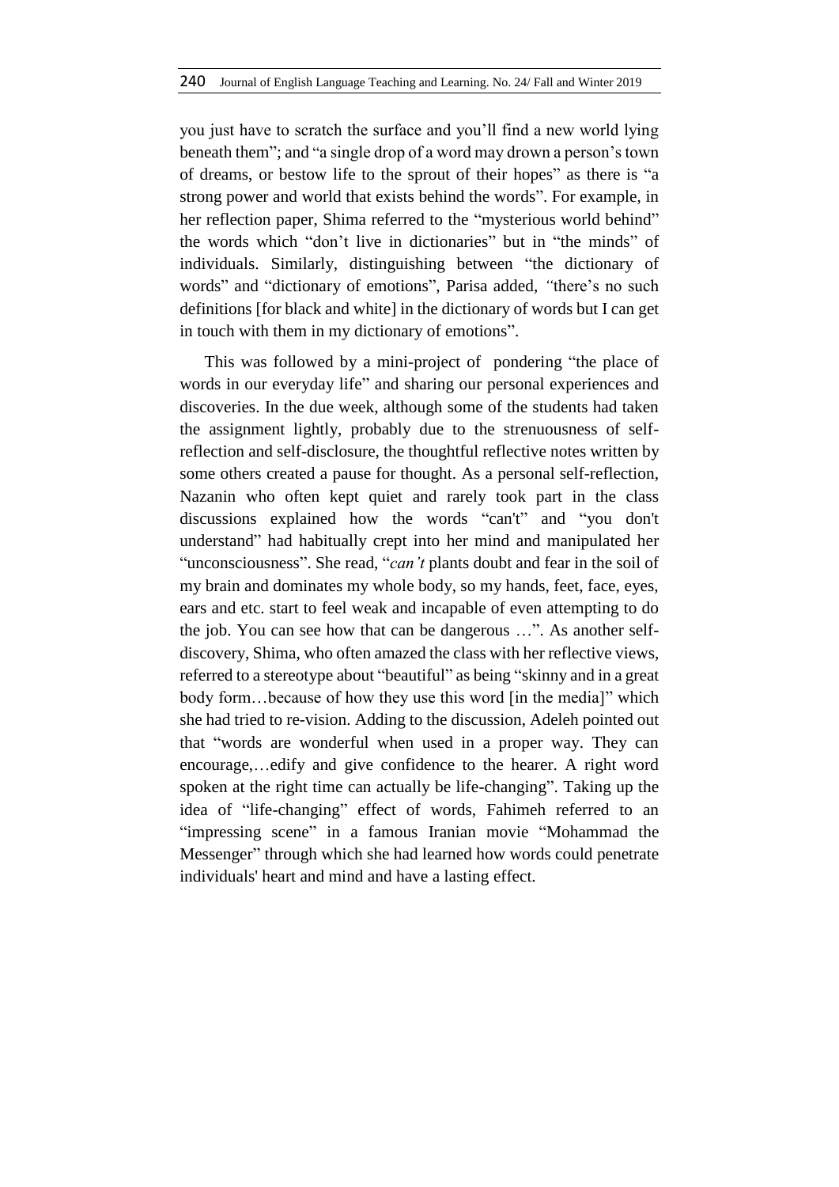you just have to scratch the surface and you'll find a new world lying beneath them"; and "a single drop of a word may drown a person's town of dreams, or bestow life to the sprout of their hopes" as there is "a strong power and world that exists behind the words". For example, in her reflection paper, Shima referred to the "mysterious world behind" the words which "don't live in dictionaries" but in "the minds" of individuals. Similarly, distinguishing between "the dictionary of words" and "dictionary of emotions", Parisa added, "there's no such definitions [for black and white] in the dictionary of words but I can get in touch with them in my dictionary of emotions".

This was followed by a mini-project of pondering "the place of words in our everyday life" and sharing our personal experiences and discoveries. In the due week, although some of the students had taken the assignment lightly, probably due to the strenuousness of self-reflection and self-disclosure, the thoughtful reflective notes written by some others created a pause for thought. As a personal self-reflection, Nazanin who often kept quiet and rarely took part in the class discussions explained how the words "can't" and "you don't understand" had habitually crept into her mind and manipulated her "unconsciousness". She read, "*can't* plants doubt and fear in the soil of my brain and dominates my whole body, so my hands, feet, face, eyes, ears and etc. start to feel weak and incapable of even attempting to do the job. You can see how that can be dangerous …". As another self-discovery, Shima, who often amazed the class with her reflective views, referred to a stereotype about "beautiful" as being "skinny and in a great body form…because of how they use this word [in the media]" which she had tried to re-vision. Adding to the discussion, Adeleh pointed out that "words are wonderful when used in a proper way. They can encourage,…edify and give confidence to the hearer. A right word spoken at the right time can actually be life-changing". Taking up the idea of "life-changing" effect of words, Fahimeh referred to an "impressing scene" in a famous Iranian movie "Mohammad the Messenger" through which she had learned how words could penetrate individuals' heart and mind and have a lasting effect.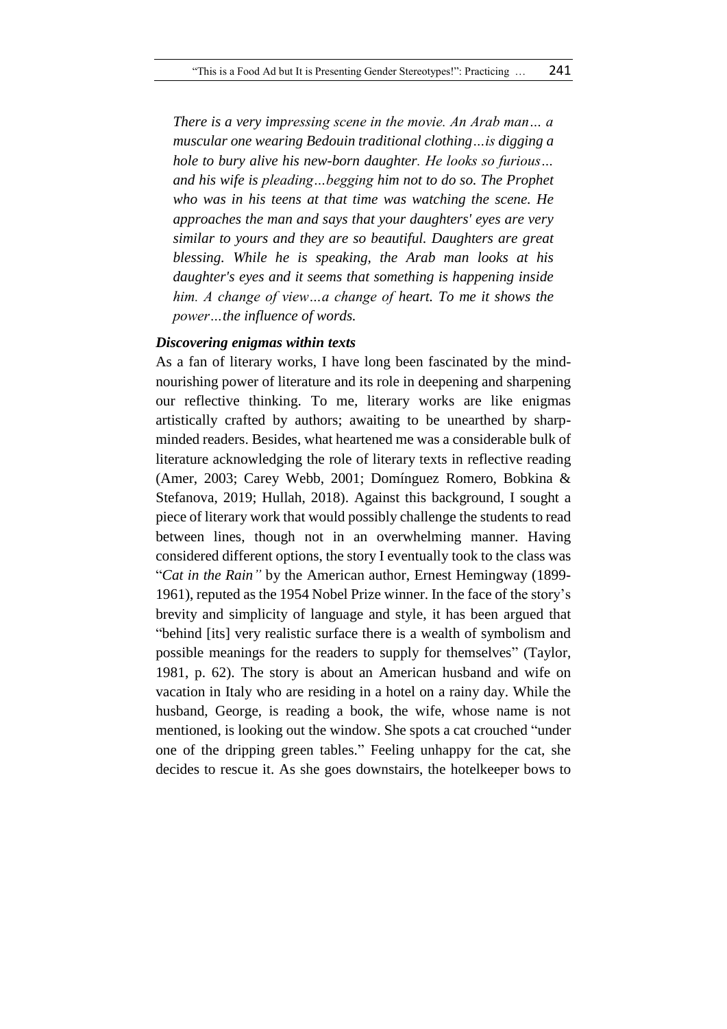*There is a very impressing scene in the movie. An Arab man… a muscular one wearing Bedouin traditional clothing…is digging a hole to bury alive his new-born daughter. He looks so furious… and his wife is pleading…begging him not to do so. The Prophet who was in his teens at that time was watching the scene. He approaches the man and says that your daughters' eyes are very similar to yours and they are so beautiful. Daughters are great blessing. While he is speaking, the Arab man looks at his daughter's eyes and it seems that something is happening inside him. A change of view…a change of heart. To me it shows the power…the influence of words.*

### *Discovering enigmas within texts*

As a fan of literary works, I have long been fascinated by the mind-nourishing power of literature and its role in deepening and sharpening our reflective thinking. To me, literary works are like enigmas artistically crafted by authors; awaiting to be unearthed by sharp-minded readers. Besides, what heartened me was a considerable bulk of literature acknowledging the role of literary texts in reflective reading (Amer, 2003; Carey Webb, 2001; Domínguez Romero, Bobkina & Stefanova, 2019; Hullah, 2018). Against this background, I sought a piece of literary work that would possibly challenge the students to read between lines, though not in an overwhelming manner. Having considered different options, the story I eventually took to the class was "*Cat in the Rain"* by the American author, Ernest Hemingway (1899-1961), reputed as the 1954 Nobel Prize winner. In the face of the story's brevity and simplicity of language and style, it has been argued that "behind [its] very realistic surface there is a wealth of symbolism and possible meanings for the readers to supply for themselves" (Taylor, 1981, p. 62). The story is about an American husband and wife on vacation in Italy who are residing in a hotel on a rainy day. While the husband, George, is reading a book, the wife, whose name is not mentioned, is looking out the window. She spots a cat crouched "under one of the dripping green tables." Feeling unhappy for the cat, she decides to rescue it. As she goes downstairs, the hotelkeeper bows to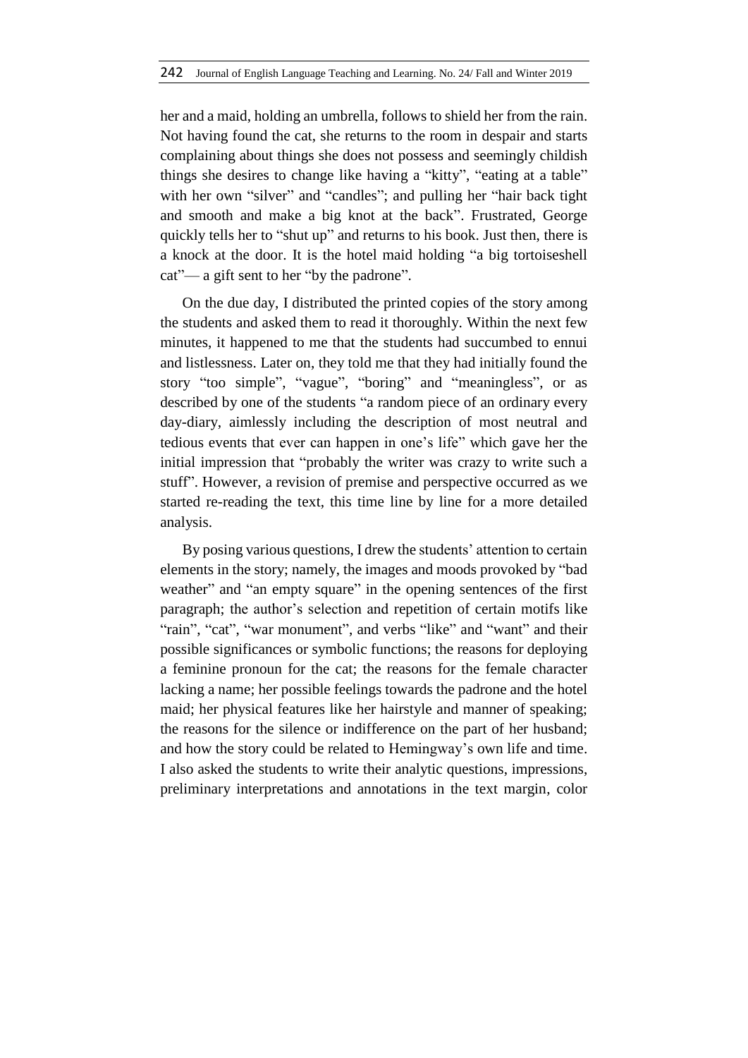her and a maid, holding an umbrella, follows to shield her from the rain. Not having found the cat, she returns to the room in despair and starts complaining about things she does not possess and seemingly childish things she desires to change like having a "kitty", "eating at a table" with her own "silver" and "candles"; and pulling her "hair back tight and smooth and make a big knot at the back". Frustrated, George quickly tells her to "shut up" and returns to his book. Just then, there is a knock at the door. It is the hotel maid holding "a big tortoiseshell cat"— a gift sent to her "by the padrone".

On the due day, I distributed the printed copies of the story among the students and asked them to read it thoroughly. Within the next few minutes, it happened to me that the students had succumbed to ennui and listlessness. Later on, they told me that they had initially found the story "too simple", "vague", "boring" and "meaningless", or as described by one of the students "a random piece of an ordinary every day-diary, aimlessly including the description of most neutral and tedious events that ever can happen in one's life" which gave her the initial impression that "probably the writer was crazy to write such a stuff". However, a revision of premise and perspective occurred as we started re-reading the text, this time line by line for a more detailed analysis.

By posing various questions, I drew the students' attention to certain elements in the story; namely, the images and moods provoked by "bad weather" and "an empty square" in the opening sentences of the first paragraph; the author's selection and repetition of certain motifs like "rain", "cat", "war monument", and verbs "like" and "want" and their possible significances or symbolic functions; the reasons for deploying a feminine pronoun for the cat; the reasons for the female character lacking a name; her possible feelings towards the padrone and the hotel maid; her physical features like her hairstyle and manner of speaking; the reasons for the silence or indifference on the part of her husband; and how the story could be related to Hemingway's own life and time. I also asked the students to write their analytic questions, impressions, preliminary interpretations and annotations in the text margin, color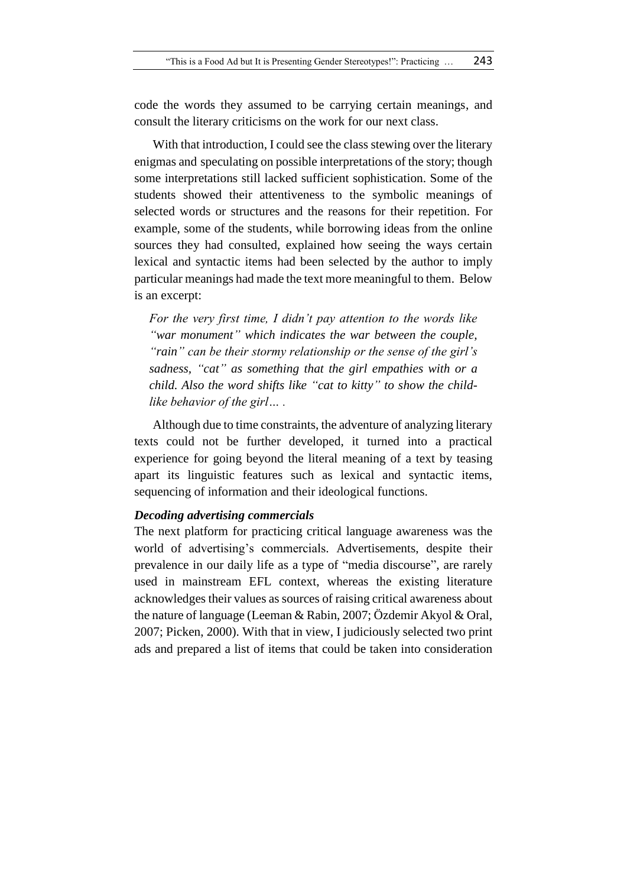code the words they assumed to be carrying certain meanings, and consult the literary criticisms on the work for our next class.

With that introduction, I could see the class stewing over the literary enigmas and speculating on possible interpretations of the story; though some interpretations still lacked sufficient sophistication. Some of the students showed their attentiveness to the symbolic meanings of selected words or structures and the reasons for their repetition. For example, some of the students, while borrowing ideas from the online sources they had consulted, explained how seeing the ways certain lexical and syntactic items had been selected by the author to imply particular meanings had made the text more meaningful to them. Below is an excerpt:

> *For the very first time, I didn't pay attention to the words like "war monument" which indicates the war between the couple, "rain" can be their stormy relationship or the sense of the girl's sadness, "cat" as something that the girl empathies with or a child. Also the word shifts like "cat to kitty" to show the child-like behavior of the girl… .*

Although due to time constraints, the adventure of analyzing literary texts could not be further developed, it turned into a practical experience for going beyond the literal meaning of a text by teasing apart its linguistic features such as lexical and syntactic items, sequencing of information and their ideological functions.

***Decoding advertising commercials***

The next platform for practicing critical language awareness was the world of advertising's commercials. Advertisements, despite their prevalence in our daily life as a type of "media discourse", are rarely used in mainstream EFL context, whereas the existing literature acknowledges their values as sources of raising critical awareness about the nature of language (Leeman & Rabin, 2007; Özdemir Akyol & Oral, 2007; Picken, 2000). With that in view, I judiciously selected two print ads and prepared a list of items that could be taken into consideration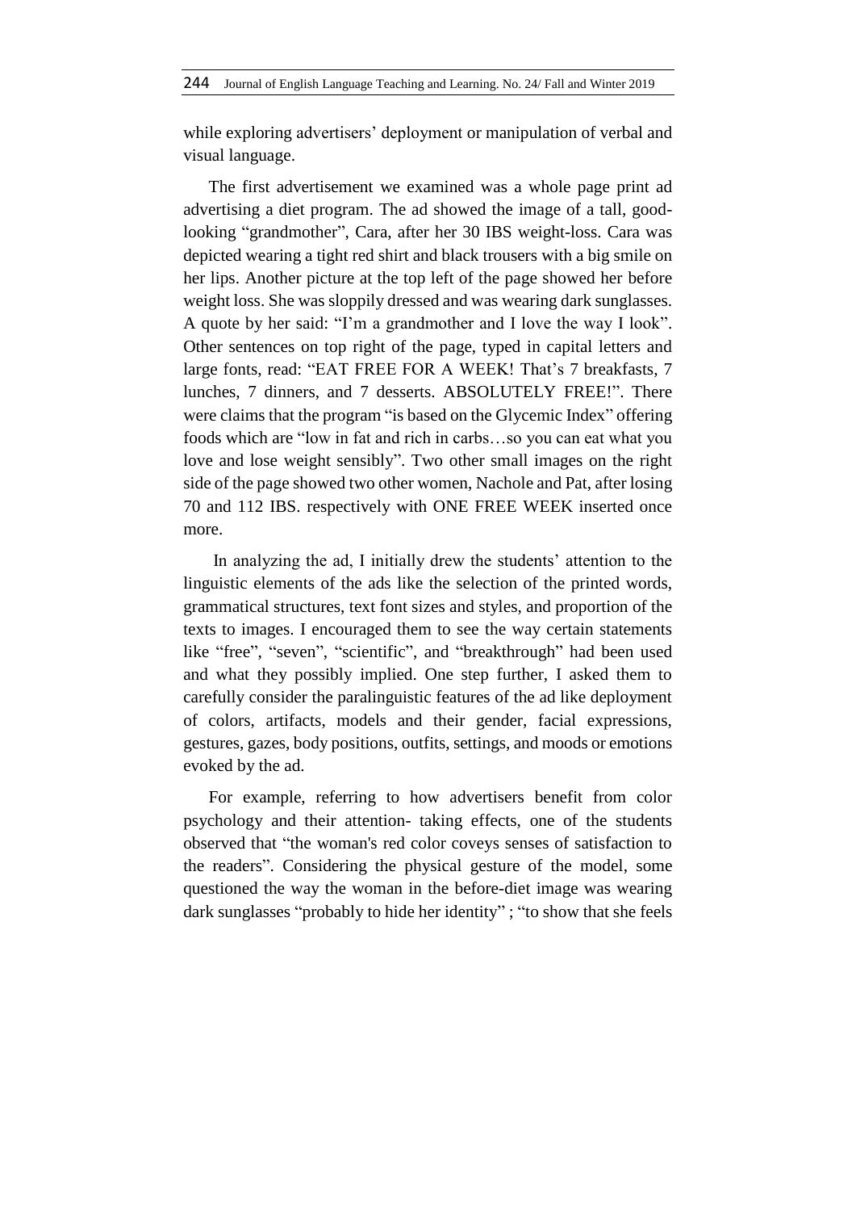while exploring advertisers' deployment or manipulation of verbal and visual language.

The first advertisement we examined was a whole page print ad advertising a diet program. The ad showed the image of a tall, good-looking "grandmother", Cara, after her 30 IBS weight-loss. Cara was depicted wearing a tight red shirt and black trousers with a big smile on her lips. Another picture at the top left of the page showed her before weight loss. She was sloppily dressed and was wearing dark sunglasses. A quote by her said: "I'm a grandmother and I love the way I look". Other sentences on top right of the page, typed in capital letters and large fonts, read: "EAT FREE FOR A WEEK! That's 7 breakfasts, 7 lunches, 7 dinners, and 7 desserts. ABSOLUTELY FREE!". There were claims that the program "is based on the Glycemic Index" offering foods which are "low in fat and rich in carbs…so you can eat what you love and lose weight sensibly". Two other small images on the right side of the page showed two other women, Nachole and Pat, after losing 70 and 112 IBS. respectively with ONE FREE WEEK inserted once more.

In analyzing the ad, I initially drew the students' attention to the linguistic elements of the ads like the selection of the printed words, grammatical structures, text font sizes and styles, and proportion of the texts to images. I encouraged them to see the way certain statements like "free", "seven", "scientific", and "breakthrough" had been used and what they possibly implied. One step further, I asked them to carefully consider the paralinguistic features of the ad like deployment of colors, artifacts, models and their gender, facial expressions, gestures, gazes, body positions, outfits, settings, and moods or emotions evoked by the ad.

For example, referring to how advertisers benefit from color psychology and their attention- taking effects, one of the students observed that "the woman's red color coveys senses of satisfaction to the readers". Considering the physical gesture of the model, some questioned the way the woman in the before-diet image was wearing dark sunglasses "probably to hide her identity" ; "to show that she feels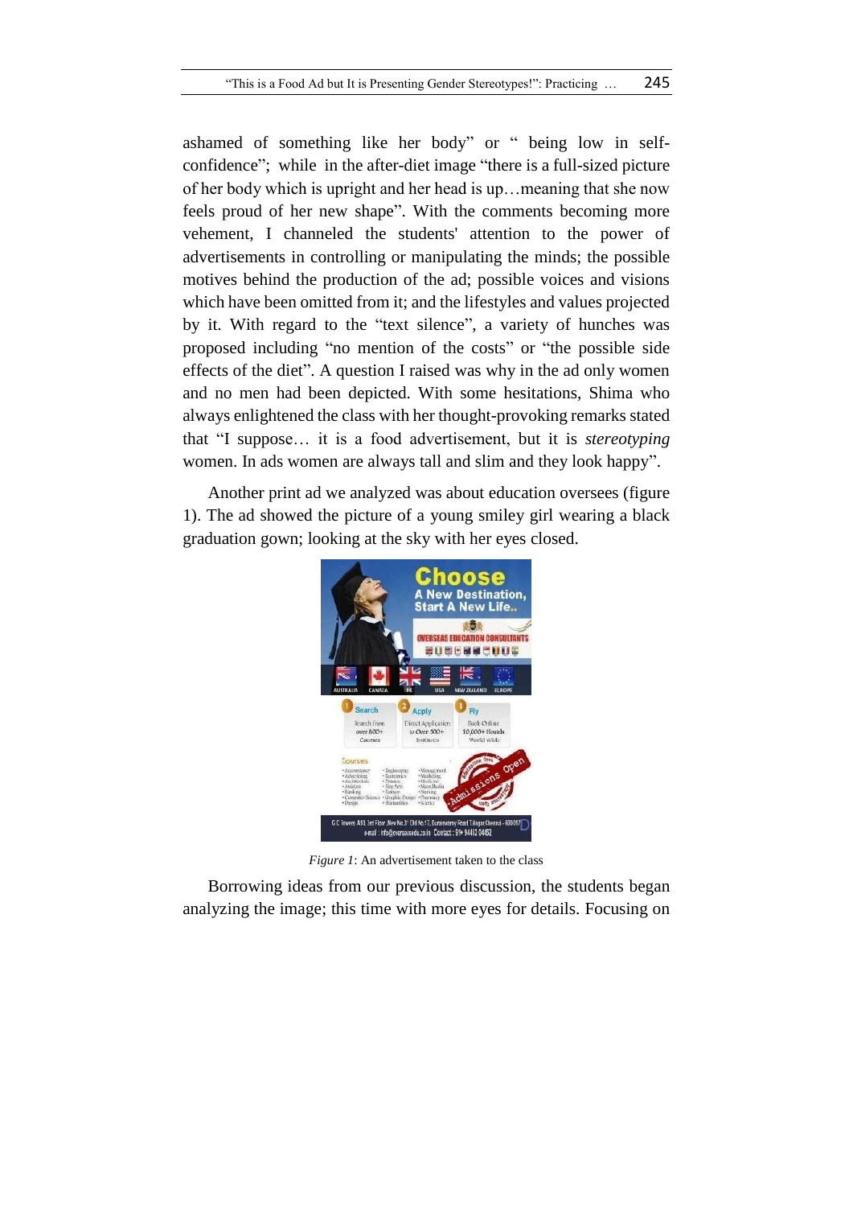ashamed of something like her body" or " being low in self-confidence"; while in the after-diet image "there is a full-sized picture of her body which is upright and her head is up…meaning that she now feels proud of her new shape". With the comments becoming more vehement, I channeled the students' attention to the power of advertisements in controlling or manipulating the minds; the possible motives behind the production of the ad; possible voices and visions which have been omitted from it; and the lifestyles and values projected by it. With regard to the "text silence", a variety of hunches was proposed including "no mention of the costs" or "the possible side effects of the diet". A question I raised was why in the ad only women and no men had been depicted. With some hesitations, Shima who always enlightened the class with her thought-provoking remarks stated that "I suppose… it is a food advertisement, but it is *stereotyping* women. In ads women are always tall and slim and they look happy".

Another print ad we analyzed was about education oversees (figure 1). The ad showed the picture of a young smiley girl wearing a black graduation gown; looking at the sky with her eyes closed.

*Figure 1*: An advertisement taken to the class

Borrowing ideas from our previous discussion, the students began analyzing the image; this time with more eyes for details. Focusing on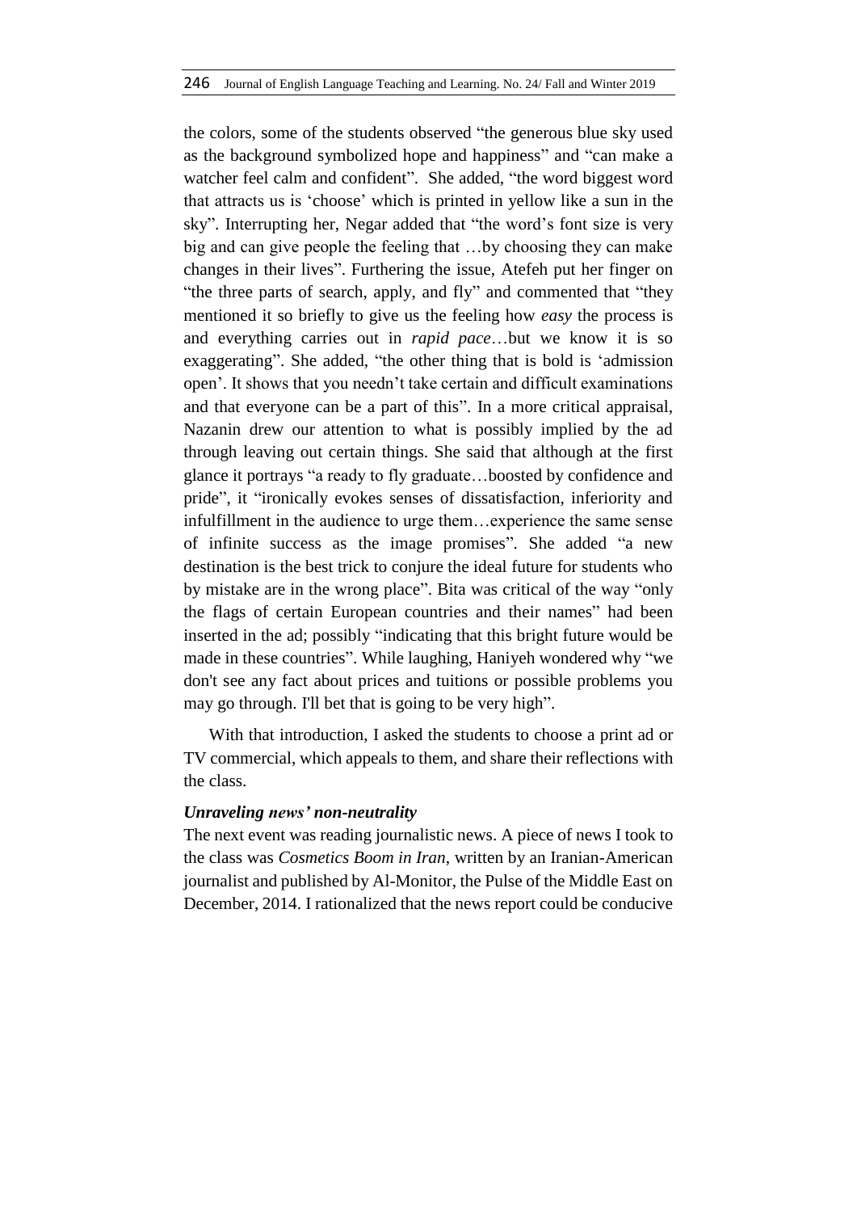the colors, some of the students observed "the generous blue sky used as the background symbolized hope and happiness" and "can make a watcher feel calm and confident". She added, "the word biggest word that attracts us is 'choose' which is printed in yellow like a sun in the sky". Interrupting her, Negar added that "the word's font size is very big and can give people the feeling that …by choosing they can make changes in their lives". Furthering the issue, Atefeh put her finger on "the three parts of search, apply, and fly" and commented that "they mentioned it so briefly to give us the feeling how *easy* the process is and everything carries out in *rapid pace*…but we know it is so exaggerating". She added, "the other thing that is bold is 'admission open'. It shows that you needn't take certain and difficult examinations and that everyone can be a part of this". In a more critical appraisal, Nazanin drew our attention to what is possibly implied by the ad through leaving out certain things. She said that although at the first glance it portrays "a ready to fly graduate…boosted by confidence and pride", it "ironically evokes senses of dissatisfaction, inferiority and infulfillment in the audience to urge them…experience the same sense of infinite success as the image promises". She added "a new destination is the best trick to conjure the ideal future for students who by mistake are in the wrong place". Bita was critical of the way "only the flags of certain European countries and their names" had been inserted in the ad; possibly "indicating that this bright future would be made in these countries". While laughing, Haniyeh wondered why "we don't see any fact about prices and tuitions or possible problems you may go through. I'll bet that is going to be very high".

With that introduction, I asked the students to choose a print ad or TV commercial, which appeals to them, and share their reflections with the class.

### *Unraveling news' non-neutrality*

The next event was reading journalistic news. A piece of news I took to the class was *Cosmetics Boom in Iran*, written by an Iranian-American journalist and published by Al-Monitor, the Pulse of the Middle East on December, 2014. I rationalized that the news report could be conducive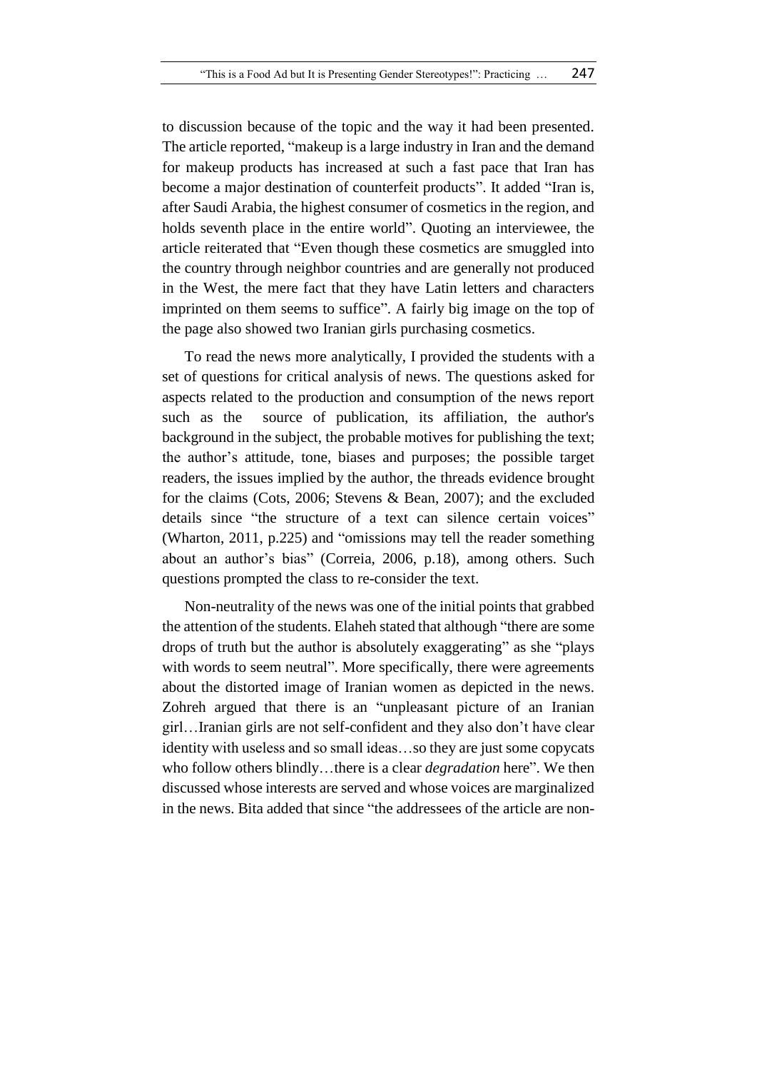to discussion because of the topic and the way it had been presented. The article reported, "makeup is a large industry in Iran and the demand for makeup products has increased at such a fast pace that Iran has become a major destination of counterfeit products". It added "Iran is, after Saudi Arabia, the highest consumer of cosmetics in the region, and holds seventh place in the entire world". Quoting an interviewee, the article reiterated that "Even though these cosmetics are smuggled into the country through neighbor countries and are generally not produced in the West, the mere fact that they have Latin letters and characters imprinted on them seems to suffice". A fairly big image on the top of the page also showed two Iranian girls purchasing cosmetics.

To read the news more analytically, I provided the students with a set of questions for critical analysis of news. The questions asked for aspects related to the production and consumption of the news report such as the source of publication, its affiliation, the author's background in the subject, the probable motives for publishing the text; the author's attitude, tone, biases and purposes; the possible target readers, the issues implied by the author, the threads evidence brought for the claims (Cots, 2006; Stevens & Bean, 2007); and the excluded details since "the structure of a text can silence certain voices" (Wharton, 2011, p.225) and "omissions may tell the reader something about an author's bias" (Correia, 2006, p.18), among others. Such questions prompted the class to re-consider the text.

Non-neutrality of the news was one of the initial points that grabbed the attention of the students. Elaheh stated that although "there are some drops of truth but the author is absolutely exaggerating" as she "plays with words to seem neutral". More specifically, there were agreements about the distorted image of Iranian women as depicted in the news. Zohreh argued that there is an "unpleasant picture of an Iranian girl…Iranian girls are not self-confident and they also don't have clear identity with useless and so small ideas…so they are just some copycats who follow others blindly…there is a clear *degradation* here". We then discussed whose interests are served and whose voices are marginalized in the news. Bita added that since "the addressees of the article are non-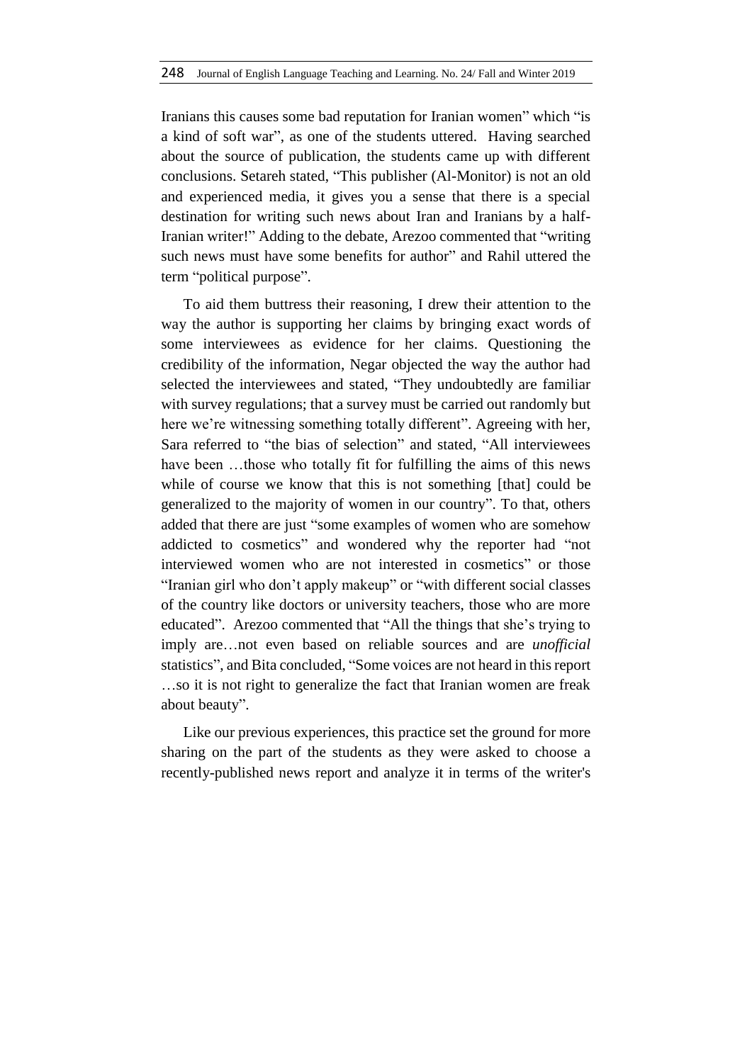Iranians this causes some bad reputation for Iranian women" which "is a kind of soft war", as one of the students uttered. Having searched about the source of publication, the students came up with different conclusions. Setareh stated, "This publisher (Al-Monitor) is not an old and experienced media, it gives you a sense that there is a special destination for writing such news about Iran and Iranians by a half-Iranian writer!" Adding to the debate, Arezoo commented that "writing such news must have some benefits for author" and Rahil uttered the term "political purpose".

To aid them buttress their reasoning, I drew their attention to the way the author is supporting her claims by bringing exact words of some interviewees as evidence for her claims. Questioning the credibility of the information, Negar objected the way the author had selected the interviewees and stated, "They undoubtedly are familiar with survey regulations; that a survey must be carried out randomly but here we're witnessing something totally different". Agreeing with her, Sara referred to "the bias of selection" and stated, "All interviewees have been …those who totally fit for fulfilling the aims of this news while of course we know that this is not something [that] could be generalized to the majority of women in our country". To that, others added that there are just "some examples of women who are somehow addicted to cosmetics" and wondered why the reporter had "not interviewed women who are not interested in cosmetics" or those "Iranian girl who don't apply makeup" or "with different social classes of the country like doctors or university teachers, those who are more educated". Arezoo commented that "All the things that she's trying to imply are…not even based on reliable sources and are *unofficial* statistics", and Bita concluded, "Some voices are not heard in this report …so it is not right to generalize the fact that Iranian women are freak about beauty".

Like our previous experiences, this practice set the ground for more sharing on the part of the students as they were asked to choose a recently-published news report and analyze it in terms of the writer's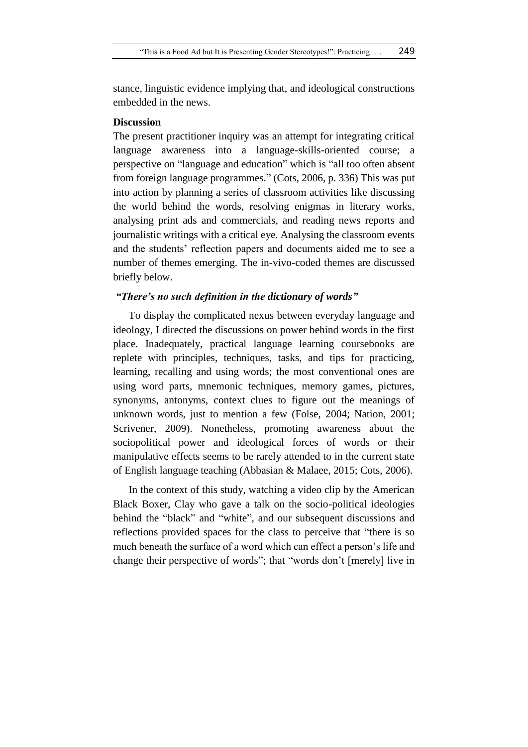stance, linguistic evidence implying that, and ideological constructions embedded in the news.

## Discussion

The present practitioner inquiry was an attempt for integrating critical language awareness into a language-skills-oriented course; a perspective on "language and education" which is "all too often absent from foreign language programmes." (Cots, 2006, p. 336) This was put into action by planning a series of classroom activities like discussing the world behind the words, resolving enigmas in literary works, analysing print ads and commercials, and reading news reports and journalistic writings with a critical eye. Analysing the classroom events and the students' reflection papers and documents aided me to see a number of themes emerging. The in-vivo-coded themes are discussed briefly below.

### *"There's no such definition in the dictionary of words"*

To display the complicated nexus between everyday language and ideology, I directed the discussions on power behind words in the first place. Inadequately, practical language learning coursebooks are replete with principles, techniques, tasks, and tips for practicing, learning, recalling and using words; the most conventional ones are using word parts, mnemonic techniques, memory games, pictures, synonyms, antonyms, context clues to figure out the meanings of unknown words, just to mention a few (Folse, 2004; Nation, 2001; Scrivener, 2009). Nonetheless, promoting awareness about the sociopolitical power and ideological forces of words or their manipulative effects seems to be rarely attended to in the current state of English language teaching (Abbasian & Malaee, 2015; Cots, 2006).

In the context of this study, watching a video clip by the American Black Boxer, Clay who gave a talk on the socio-political ideologies behind the "black" and "white", and our subsequent discussions and reflections provided spaces for the class to perceive that "there is so much beneath the surface of a word which can effect a person's life and change their perspective of words"; that "words don't [merely] live in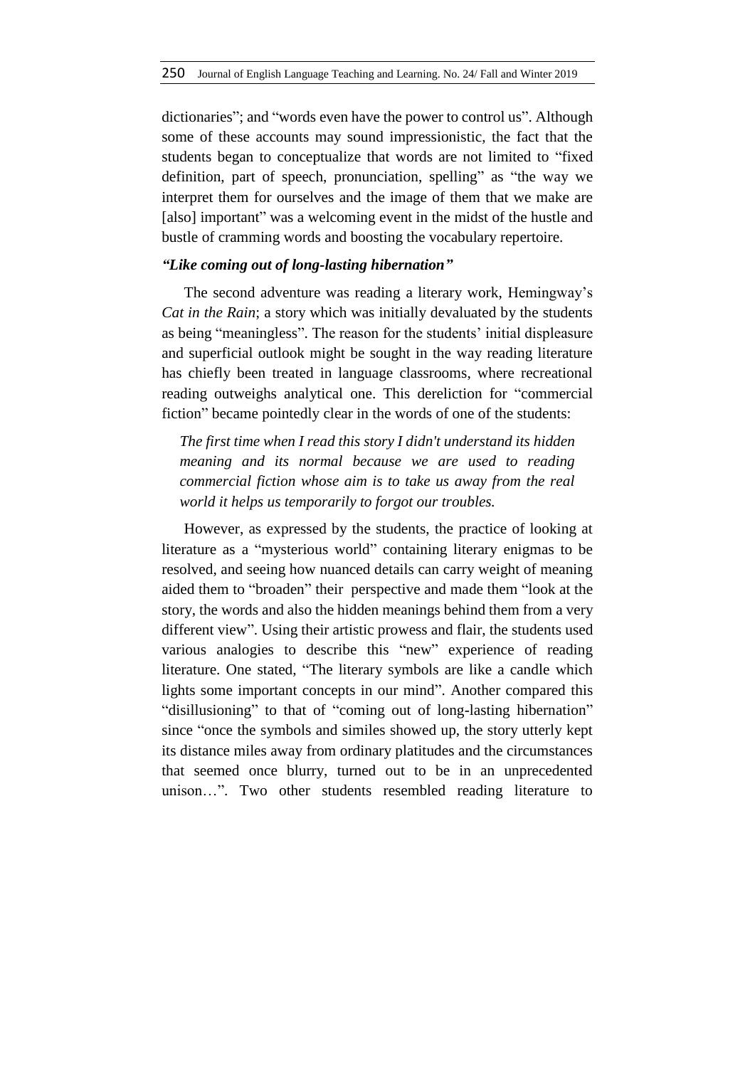dictionaries"; and "words even have the power to control us". Although some of these accounts may sound impressionistic, the fact that the students began to conceptualize that words are not limited to "fixed definition, part of speech, pronunciation, spelling" as "the way we interpret them for ourselves and the image of them that we make are [also] important" was a welcoming event in the midst of the hustle and bustle of cramming words and boosting the vocabulary repertoire.

### *"Like coming out of long-lasting hibernation"*

The second adventure was reading a literary work, Hemingway's *Cat in the Rain*; a story which was initially devaluated by the students as being "meaningless". The reason for the students' initial displeasure and superficial outlook might be sought in the way reading literature has chiefly been treated in language classrooms, where recreational reading outweighs analytical one. This dereliction for "commercial fiction" became pointedly clear in the words of one of the students:

> *The first time when I read this story I didn't understand its hidden meaning and its normal because we are used to reading commercial fiction whose aim is to take us away from the real world it helps us temporarily to forgot our troubles.*

However, as expressed by the students, the practice of looking at literature as a "mysterious world" containing literary enigmas to be resolved, and seeing how nuanced details can carry weight of meaning aided them to "broaden" their perspective and made them "look at the story, the words and also the hidden meanings behind them from a very different view". Using their artistic prowess and flair, the students used various analogies to describe this "new" experience of reading literature. One stated, "The literary symbols are like a candle which lights some important concepts in our mind". Another compared this "disillusioning" to that of "coming out of long-lasting hibernation" since "once the symbols and similes showed up, the story utterly kept its distance miles away from ordinary platitudes and the circumstances that seemed once blurry, turned out to be in an unprecedented unison…". Two other students resembled reading literature to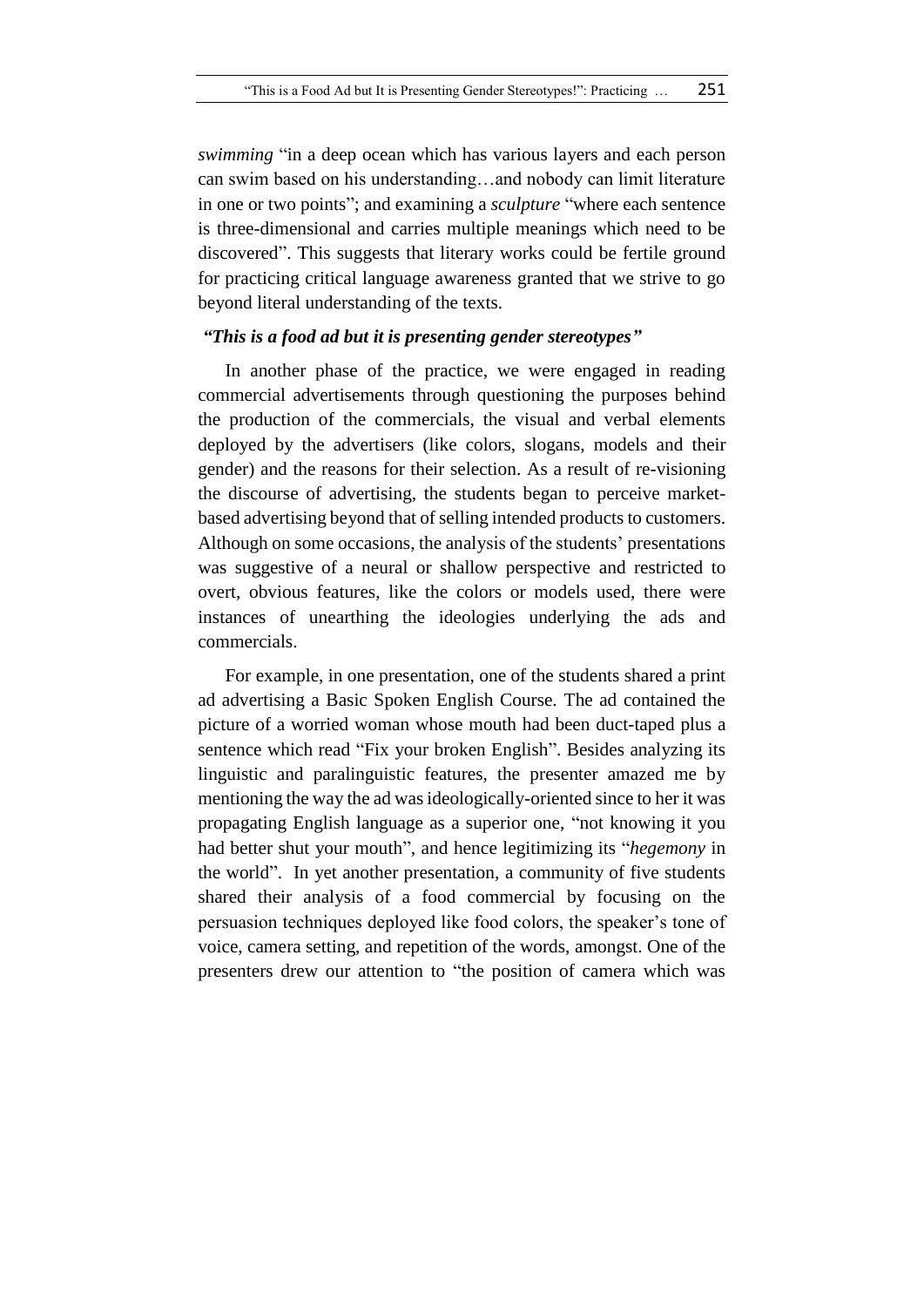*swimming* "in a deep ocean which has various layers and each person can swim based on his understanding…and nobody can limit literature in one or two points"; and examining a *sculpture* "where each sentence is three-dimensional and carries multiple meanings which need to be discovered". This suggests that literary works could be fertile ground for practicing critical language awareness granted that we strive to go beyond literal understanding of the texts.

### *"This is a food ad but it is presenting gender stereotypes"*

In another phase of the practice, we were engaged in reading commercial advertisements through questioning the purposes behind the production of the commercials, the visual and verbal elements deployed by the advertisers (like colors, slogans, models and their gender) and the reasons for their selection. As a result of re-visioning the discourse of advertising, the students began to perceive market-based advertising beyond that of selling intended products to customers. Although on some occasions, the analysis of the students' presentations was suggestive of a neural or shallow perspective and restricted to overt, obvious features, like the colors or models used, there were instances of unearthing the ideologies underlying the ads and commercials.

For example, in one presentation, one of the students shared a print ad advertising a Basic Spoken English Course. The ad contained the picture of a worried woman whose mouth had been duct-taped plus a sentence which read "Fix your broken English". Besides analyzing its linguistic and paralinguistic features, the presenter amazed me by mentioning the way the ad was ideologically-oriented since to her it was propagating English language as a superior one, "not knowing it you had better shut your mouth", and hence legitimizing its "*hegemony* in the world". In yet another presentation, a community of five students shared their analysis of a food commercial by focusing on the persuasion techniques deployed like food colors, the speaker's tone of voice, camera setting, and repetition of the words, amongst. One of the presenters drew our attention to "the position of camera which was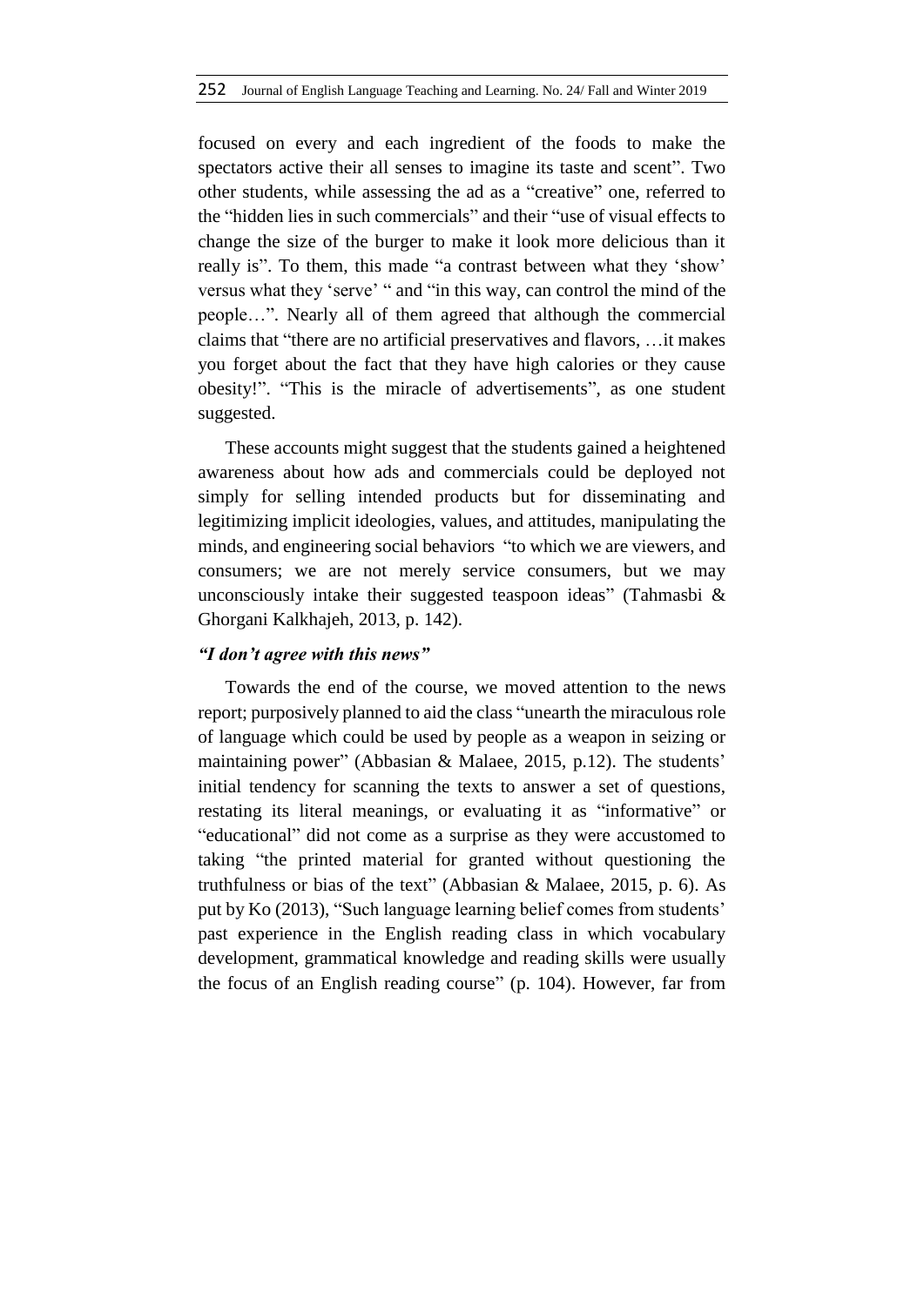focused on every and each ingredient of the foods to make the spectators active their all senses to imagine its taste and scent". Two other students, while assessing the ad as a "creative" one, referred to the "hidden lies in such commercials" and their "use of visual effects to change the size of the burger to make it look more delicious than it really is". To them, this made "a contrast between what they 'show' versus what they 'serve' " and "in this way, can control the mind of the people…". Nearly all of them agreed that although the commercial claims that "there are no artificial preservatives and flavors, …it makes you forget about the fact that they have high calories or they cause obesity!". "This is the miracle of advertisements", as one student suggested.

These accounts might suggest that the students gained a heightened awareness about how ads and commercials could be deployed not simply for selling intended products but for disseminating and legitimizing implicit ideologies, values, and attitudes, manipulating the minds, and engineering social behaviors "to which we are viewers, and consumers; we are not merely service consumers, but we may unconsciously intake their suggested teaspoon ideas" (Tahmasbi & Ghorgani Kalkhajeh, 2013, p. 142).

### *"I don't agree with this news"*

Towards the end of the course, we moved attention to the news report; purposively planned to aid the class "unearth the miraculous role of language which could be used by people as a weapon in seizing or maintaining power" (Abbasian & Malaee, 2015, p.12). The students' initial tendency for scanning the texts to answer a set of questions, restating its literal meanings, or evaluating it as "informative" or "educational" did not come as a surprise as they were accustomed to taking "the printed material for granted without questioning the truthfulness or bias of the text" (Abbasian & Malaee, 2015, p. 6). As put by Ko (2013), "Such language learning belief comes from students' past experience in the English reading class in which vocabulary development, grammatical knowledge and reading skills were usually the focus of an English reading course" (p. 104). However, far from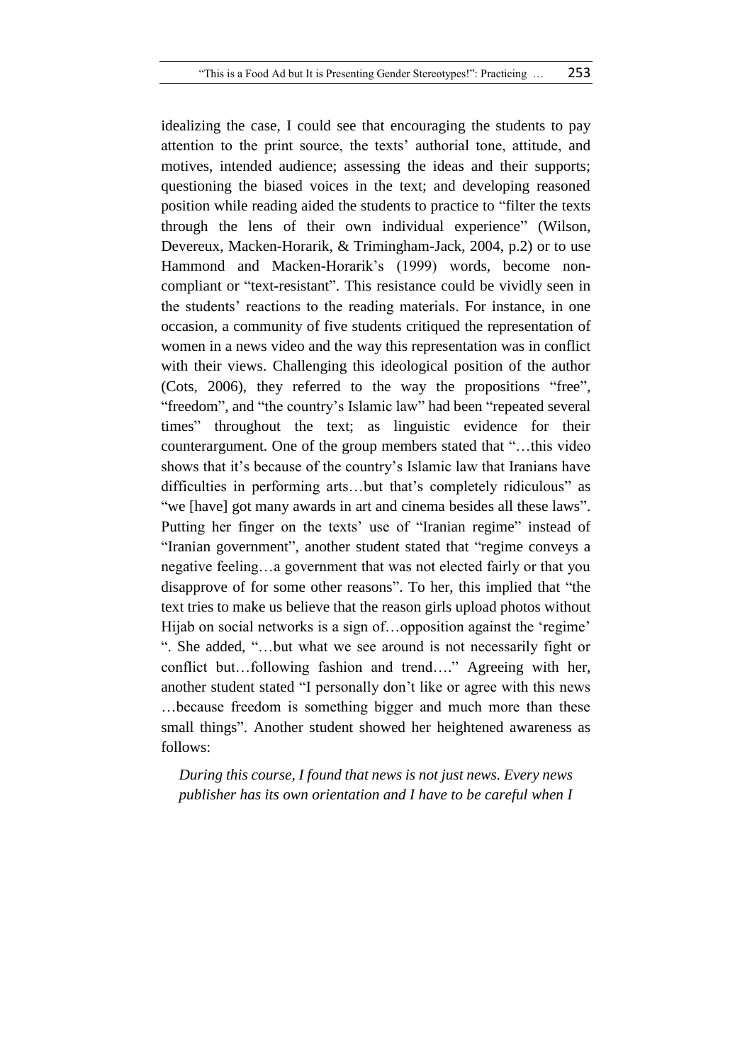idealizing the case, I could see that encouraging the students to pay attention to the print source, the texts' authorial tone, attitude, and motives, intended audience; assessing the ideas and their supports; questioning the biased voices in the text; and developing reasoned position while reading aided the students to practice to "filter the texts through the lens of their own individual experience" (Wilson, Devereux, Macken-Horarik, & Trimingham-Jack, 2004, p.2) or to use Hammond and Macken-Horarik's (1999) words, become non-compliant or "text-resistant". This resistance could be vividly seen in the students' reactions to the reading materials. For instance, in one occasion, a community of five students critiqued the representation of women in a news video and the way this representation was in conflict with their views. Challenging this ideological position of the author (Cots, 2006), they referred to the way the propositions "free", "freedom", and "the country's Islamic law" had been "repeated several times" throughout the text; as linguistic evidence for their counterargument. One of the group members stated that "…this video shows that it's because of the country's Islamic law that Iranians have difficulties in performing arts…but that's completely ridiculous" as "we [have] got many awards in art and cinema besides all these laws". Putting her finger on the texts' use of "Iranian regime" instead of "Iranian government", another student stated that "regime conveys a negative feeling…a government that was not elected fairly or that you disapprove of for some other reasons". To her, this implied that "the text tries to make us believe that the reason girls upload photos without Hijab on social networks is a sign of…opposition against the 'regime' ". She added, "…but what we see around is not necessarily fight or conflict but…following fashion and trend…." Agreeing with her, another student stated "I personally don't like or agree with this news …because freedom is something bigger and much more than these small things". Another student showed her heightened awareness as follows:

> *During this course, I found that news is not just news. Every news publisher has its own orientation and I have to be careful when I*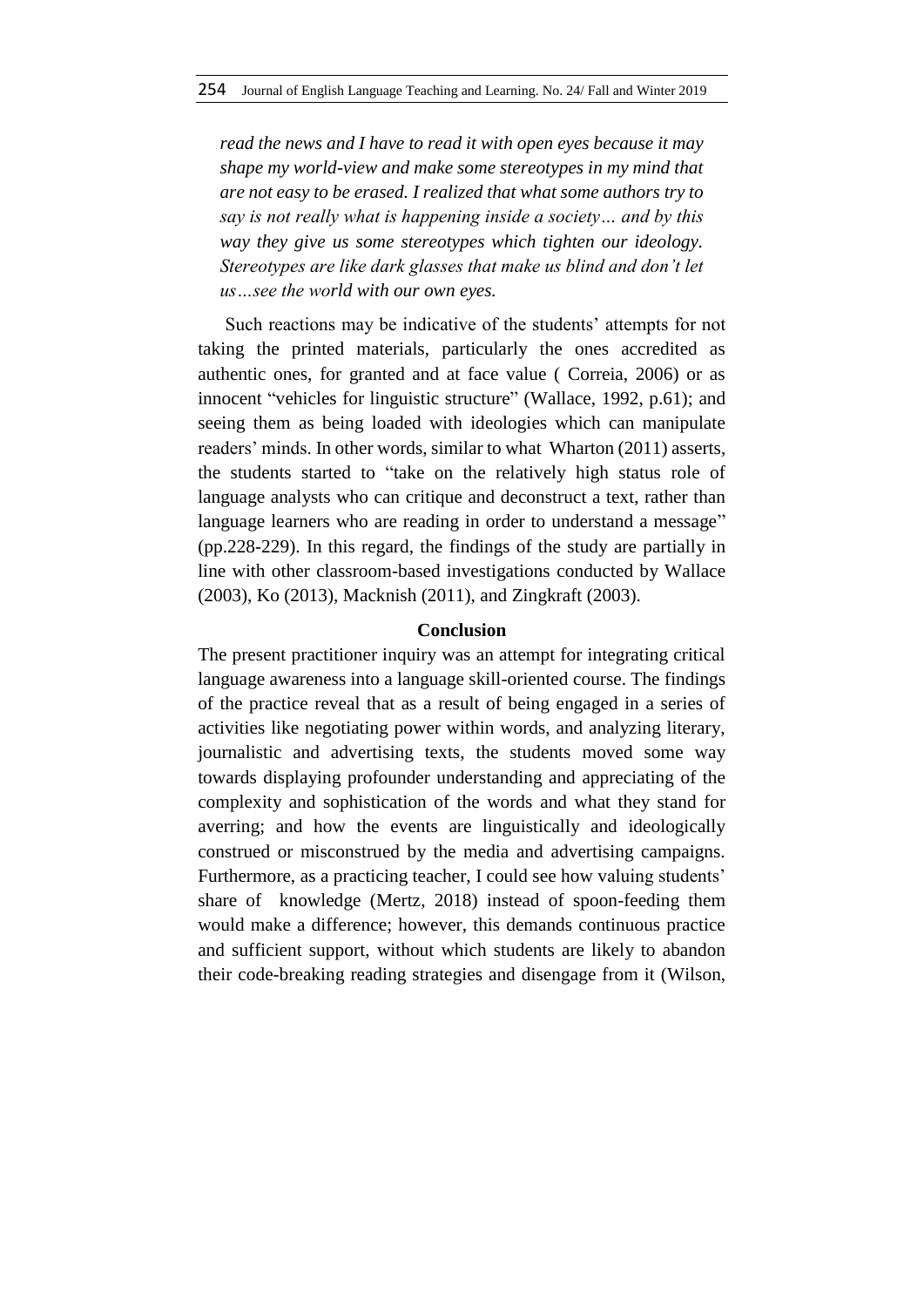*read the news and I have to read it with open eyes because it may shape my world-view and make some stereotypes in my mind that are not easy to be erased. I realized that what some authors try to say is not really what is happening inside a society… and by this way they give us some stereotypes which tighten our ideology. Stereotypes are like dark glasses that make us blind and don't let us…see the world with our own eyes.*

Such reactions may be indicative of the students' attempts for not taking the printed materials, particularly the ones accredited as authentic ones, for granted and at face value ( Correia, 2006) or as innocent "vehicles for linguistic structure" (Wallace, 1992, p.61); and seeing them as being loaded with ideologies which can manipulate readers' minds. In other words, similar to what Wharton (2011) asserts, the students started to "take on the relatively high status role of language analysts who can critique and deconstruct a text, rather than language learners who are reading in order to understand a message" (pp.228-229). In this regard, the findings of the study are partially in line with other classroom-based investigations conducted by Wallace (2003), Ko (2013), Macknish (2011), and Zingkraft (2003).

## Conclusion

The present practitioner inquiry was an attempt for integrating critical language awareness into a language skill-oriented course. The findings of the practice reveal that as a result of being engaged in a series of activities like negotiating power within words, and analyzing literary, journalistic and advertising texts, the students moved some way towards displaying profounder understanding and appreciating of the complexity and sophistication of the words and what they stand for averring; and how the events are linguistically and ideologically construed or misconstrued by the media and advertising campaigns. Furthermore, as a practicing teacher, I could see how valuing students' share of knowledge (Mertz, 2018) instead of spoon-feeding them would make a difference; however, this demands continuous practice and sufficient support, without which students are likely to abandon their code-breaking reading strategies and disengage from it (Wilson,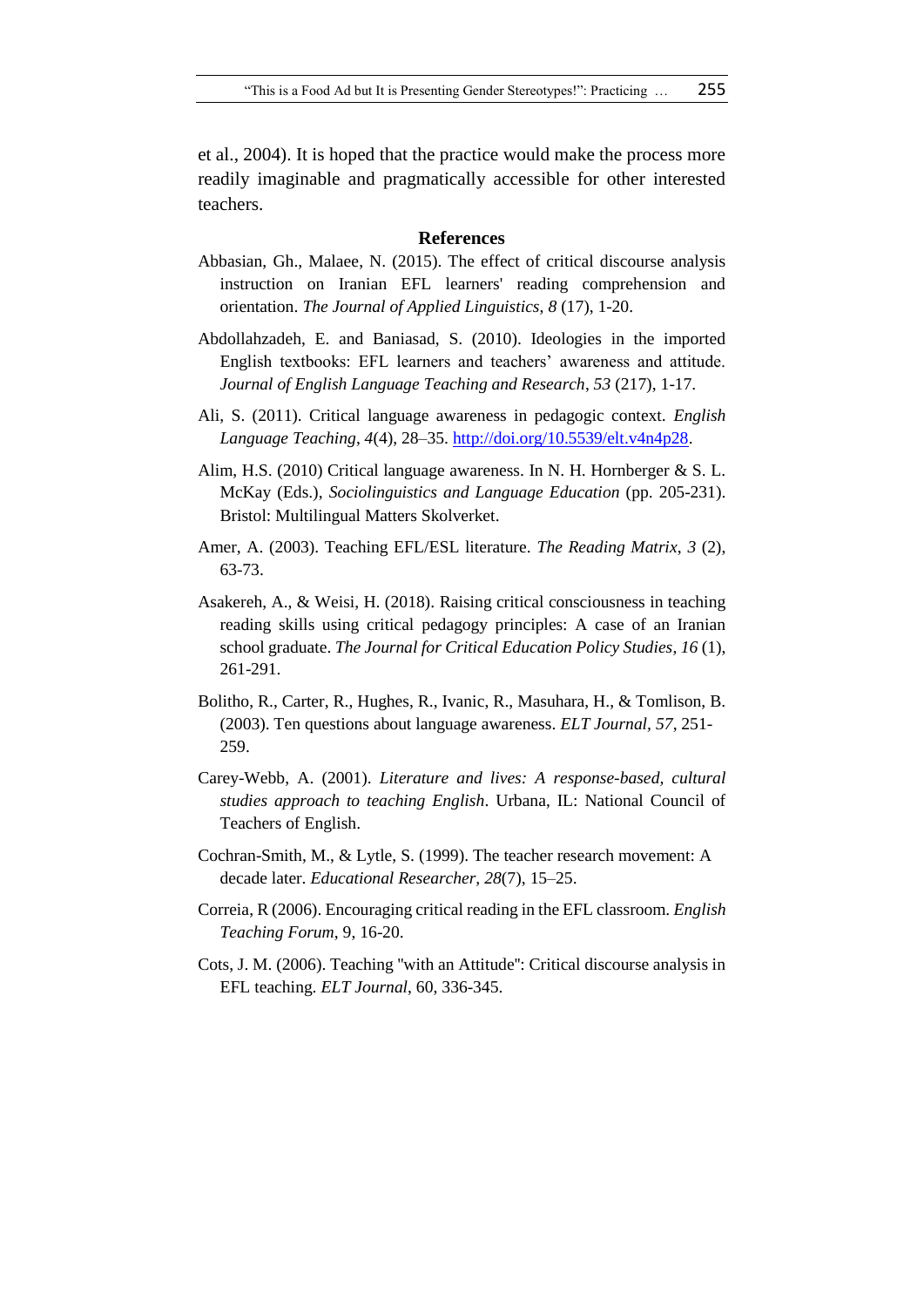et al., 2004). It is hoped that the practice would make the process more readily imaginable and pragmatically accessible for other interested teachers.

## References

Abbasian, Gh., Malaee, N. (2015). The effect of critical discourse analysis instruction on Iranian EFL learners' reading comprehension and orientation. *The Journal of Applied Linguistics*, *8* (17), 1-20.

Abdollahzadeh, E. and Baniasad, S. (2010). Ideologies in the imported English textbooks: EFL learners and teachers' awareness and attitude. *Journal of English Language Teaching and Research*, *53* (217), 1-17.

Ali, S. (2011). Critical language awareness in pedagogic context. *English Language Teaching*, *4*(4), 28–35. http://doi.org/10.5539/elt.v4n4p28.

Alim, H.S. (2010) Critical language awareness. In N. H. Hornberger & S. L. McKay (Eds.), *Sociolinguistics and Language Education* (pp. 205-231). Bristol: Multilingual Matters Skolverket.

Amer, A. (2003). Teaching EFL/ESL literature. *The Reading Matrix*, *3* (2), 63-73.

Asakereh, A., & Weisi, H. (2018). Raising critical consciousness in teaching reading skills using critical pedagogy principles: A case of an Iranian school graduate. *The Journal for Critical Education Policy Studies*, *16* (1), 261-291.

Bolitho, R., Carter, R., Hughes, R., Ivanic, R., Masuhara, H., & Tomlison, B. (2003). Ten questions about language awareness. *ELT Journal*, *57*, 251-259.

Carey-Webb, A. (2001). *Literature and lives: A response-based, cultural studies approach to teaching English*. Urbana, IL: National Council of Teachers of English.

Cochran-Smith, M., & Lytle, S. (1999). The teacher research movement: A decade later. *Educational Researcher, 28*(7), 15–25.

Correia, R (2006). Encouraging critical reading in the EFL classroom. *English Teaching Forum*, 9, 16-20.

Cots, J. M. (2006). Teaching "with an Attitude": Critical discourse analysis in EFL teaching. *ELT Journal*, 60, 336-345.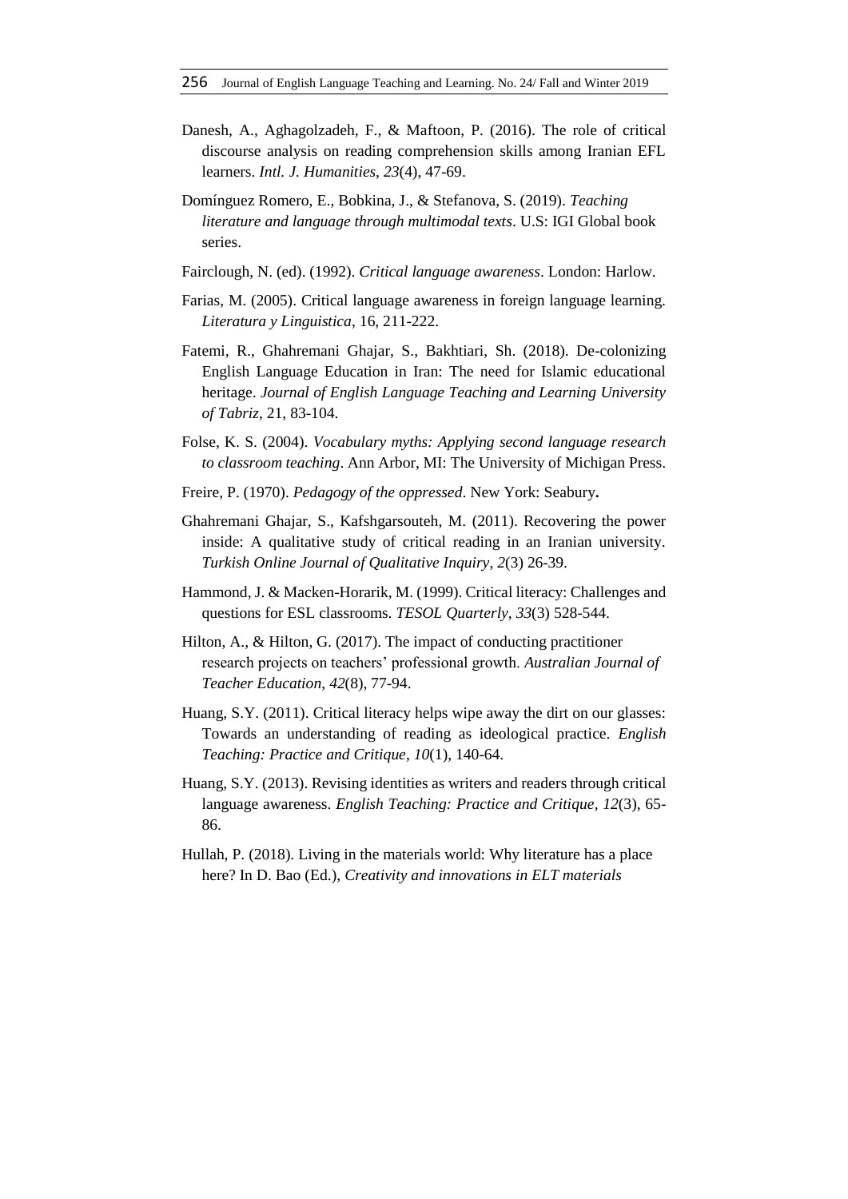Danesh, A., Aghagolzadeh, F., & Maftoon, P. (2016). The role of critical discourse analysis on reading comprehension skills among Iranian EFL learners. *Intl. J. Humanities, 23*(4), 47-69.

Domínguez Romero, E., Bobkina, J., & Stefanova, S. (2019). *Teaching literature and language through multimodal texts*. U.S: IGI Global book series.

Fairclough, N. (ed). (1992). *Critical language awareness*. London: Harlow.

Farias, M. (2005). Critical language awareness in foreign language learning. *Literatura y Linguistica*, 16, 211-222.

Fatemi, R., Ghahremani Ghajar, S., Bakhtiari, Sh. (2018). De-colonizing English Language Education in Iran: The need for Islamic educational heritage. *Journal of English Language Teaching and Learning University of Tabriz*, 21, 83-104.

Folse, K. S. (2004). *Vocabulary myths: Applying second language research to classroom teaching*. Ann Arbor, MI: The University of Michigan Press.

Freire, P. (1970). *Pedagogy of the oppressed*. New York: Seabury**.**

Ghahremani Ghajar, S., Kafshgarsouteh, M. (2011). Recovering the power inside: A qualitative study of critical reading in an Iranian university. *Turkish Online Journal of Qualitative Inquiry*, *2*(3) 26-39.

Hammond, J. & Macken-Horarik, M. (1999). Critical literacy: Challenges and questions for ESL classrooms. *TESOL Quarterly*, *33*(3) 528-544.

Hilton, A., & Hilton, G. (2017). The impact of conducting practitioner research projects on teachers' professional growth. *Australian Journal of Teacher Education*, *42*(8), 77-94.

Huang, S.Y. (2011). Critical literacy helps wipe away the dirt on our glasses: Towards an understanding of reading as ideological practice. *English Teaching: Practice and Critique*, *10*(1), 140-64.

Huang, S.Y. (2013). Revising identities as writers and readers through critical language awareness. *English Teaching: Practice and Critique*, *12*(3), 65-86.

Hullah, P. (2018). Living in the materials world: Why literature has a place here? In D. Bao (Ed.), *Creativity and innovations in ELT materials*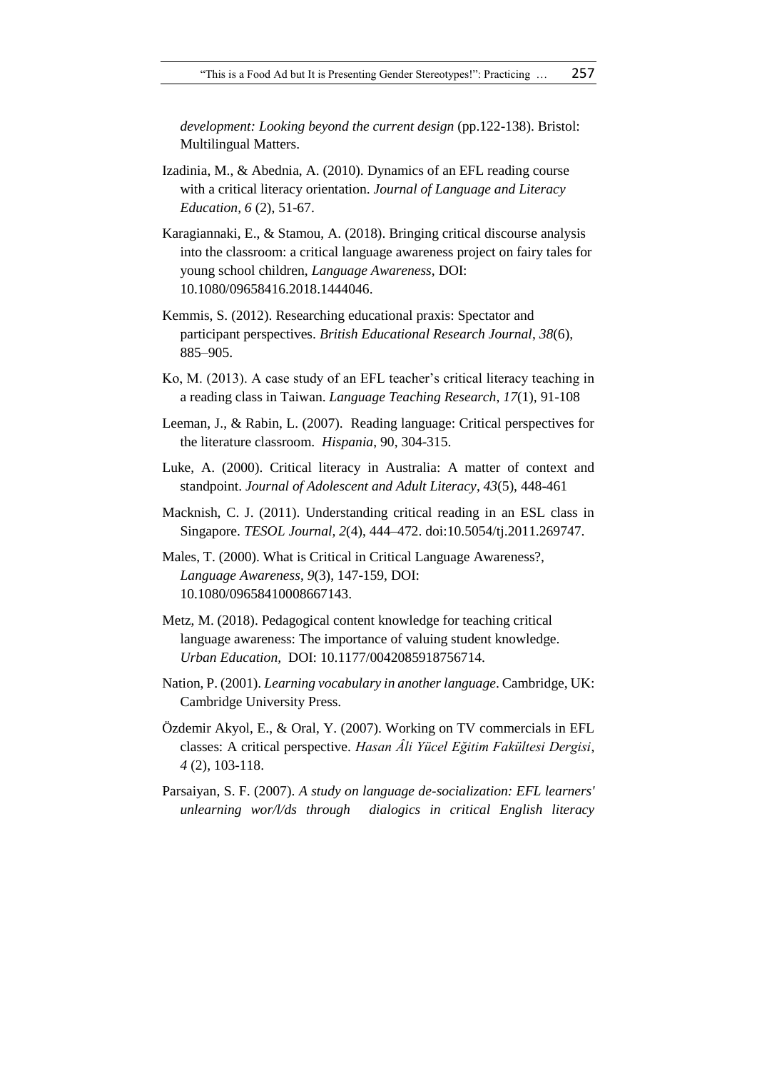*development: Looking beyond the current design* (pp.122-138). Bristol: Multilingual Matters.

Izadinia, M., & Abednia, A. (2010). Dynamics of an EFL reading course with a critical literacy orientation. *Journal of Language and Literacy Education, 6* (2), 51-67.

Karagiannaki, E., & Stamou, A. (2018). Bringing critical discourse analysis into the classroom: a critical language awareness project on fairy tales for young school children, *Language Awareness*, DOI: 10.1080/09658416.2018.1444046.

Kemmis, S. (2012). Researching educational praxis: Spectator and participant perspectives. *British Educational Research Journal*, *38*(6), 885–905.

Ko, M. (2013). A case study of an EFL teacher's critical literacy teaching in a reading class in Taiwan. *Language Teaching Research*, *17*(1), 91-108

Leeman, J., & Rabin, L. (2007). Reading language: Critical perspectives for the literature classroom. *Hispania*, 90, 304-315.

Luke, A. (2000). Critical literacy in Australia: A matter of context and standpoint. *Journal of Adolescent and Adult Literacy*, *43*(5), 448-461

Macknish, C. J. (2011). Understanding critical reading in an ESL class in Singapore. *TESOL Journal, 2*(4), 444–472. doi:10.5054/tj.2011.269747.

Males, T. (2000). What is Critical in Critical Language Awareness?, *Language Awareness*, *9*(3), 147-159, DOI: 10.1080/09658410008667143.

Metz, M. (2018). Pedagogical content knowledge for teaching critical language awareness: The importance of valuing student knowledge. *Urban Education,* DOI: 10.1177/0042085918756714.

Nation, P. (2001). *Learning vocabulary in another language*. Cambridge, UK: Cambridge University Press.

Özdemir Akyol, E., & Oral, Y. (2007). Working on TV commercials in EFL classes: A critical perspective. *Hasan Âli Yücel Eğitim Fakültesi Dergisi*, *4* (2), 103-118.

Parsaiyan, S. F. (2007). *A study on language de-socialization: EFL learners' unlearning wor/l/ds through dialogics in critical English literacy*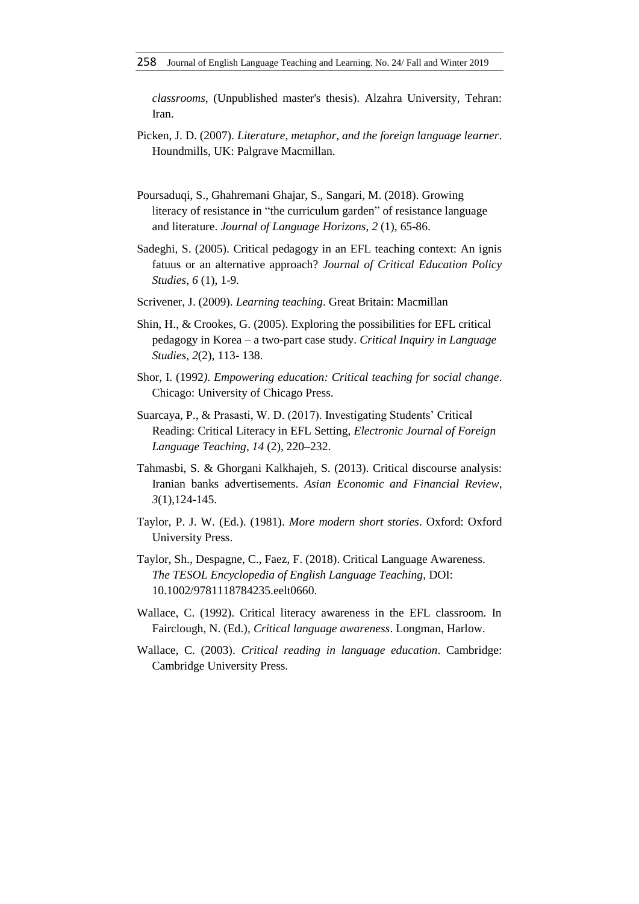*classrooms*, (Unpublished master's thesis). Alzahra University, Tehran: Iran.

Picken, J. D. (2007). *Literature, metaphor, and the foreign language learner*. Houndmills, UK: Palgrave Macmillan.

Poursaduqi, S., Ghahremani Ghajar, S., Sangari, M. (2018). Growing literacy of resistance in "the curriculum garden" of resistance language and literature. *Journal of Language Horizons*, *2* (1), 65-86.

Sadeghi, S. (2005). Critical pedagogy in an EFL teaching context: An ignis fatuus or an alternative approach? *Journal of Critical Education Policy Studies*, *6* (1), 1-9.

Scrivener, J. (2009). *Learning teaching*. Great Britain: Macmillan

Shin, H., & Crookes, G. (2005). Exploring the possibilities for EFL critical pedagogy in Korea – a two-part case study. *Critical Inquiry in Language Studies*, *2*(2), 113- 138.

Shor, I. (1992). *Empowering education: Critical teaching for social change*. Chicago: University of Chicago Press.

Suarcaya, P., & Prasasti, W. D. (2017). Investigating Students' Critical Reading: Critical Literacy in EFL Setting, *Electronic Journal of Foreign Language Teaching*, *14* (2), 220–232.

Tahmasbi, S. & Ghorgani Kalkhajeh, S. (2013). Critical discourse analysis: Iranian banks advertisements. *Asian Economic and Financial Review*, *3*(1),124-145.

Taylor, P. J. W. (Ed.). (1981). *More modern short stories*. Oxford: Oxford University Press.

Taylor, Sh., Despagne, C., Faez, F. (2018). Critical Language Awareness. *The TESOL Encyclopedia of English Language Teaching*, DOI: 10.1002/9781118784235.eelt0660.

Wallace, C. (1992). Critical literacy awareness in the EFL classroom. In Fairclough, N. (Ed.), *Critical language awareness*. Longman, Harlow.

Wallace, C. (2003). *Critical reading in language education*. Cambridge: Cambridge University Press.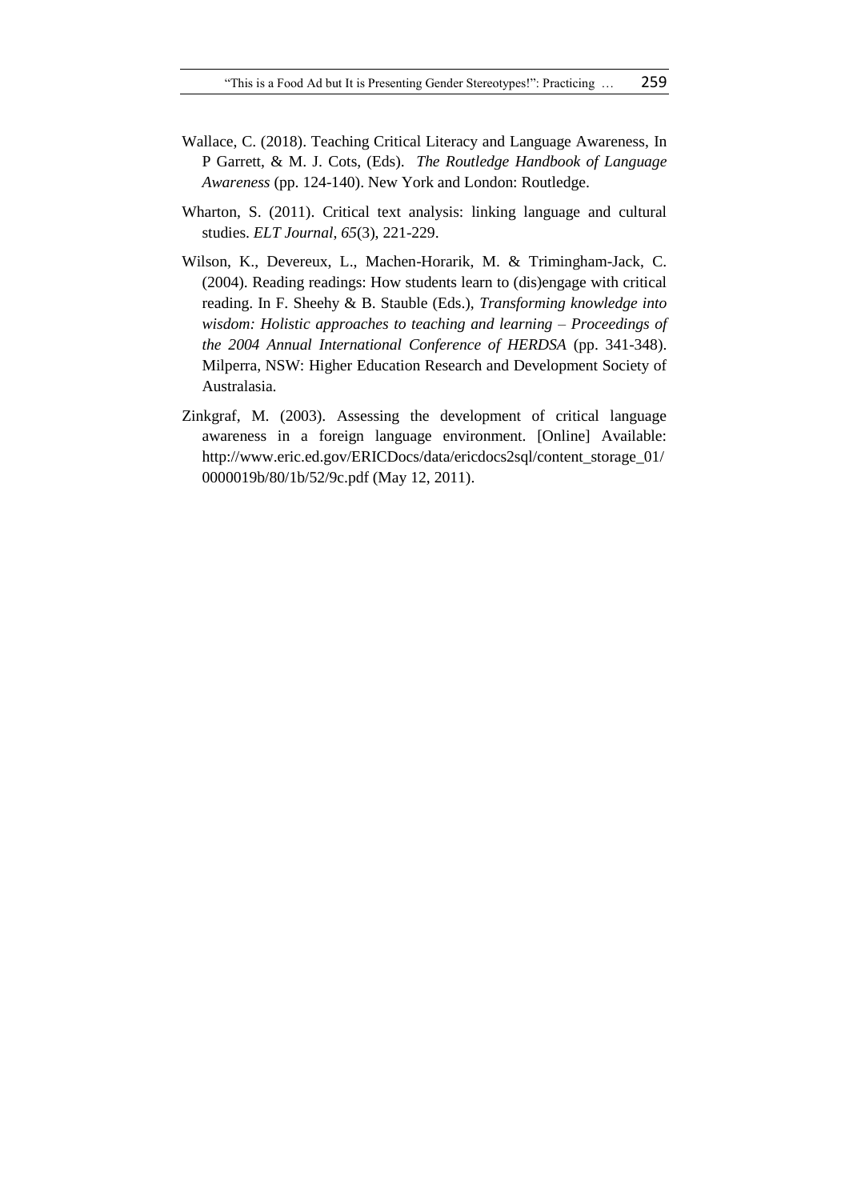Wallace, C. (2018). Teaching Critical Literacy and Language Awareness, In P Garrett, & M. J. Cots, (Eds). *The Routledge Handbook of Language Awareness* (pp. 124-140). New York and London: Routledge.

Wharton, S. (2011). Critical text analysis: linking language and cultural studies. *ELT Journal*, *65*(3), 221-229.

Wilson, K., Devereux, L., Machen-Horarik, M. & Trimingham-Jack, C. (2004). Reading readings: How students learn to (dis)engage with critical reading. In F. Sheehy & B. Stauble (Eds.), *Transforming knowledge into wisdom: Holistic approaches to teaching and learning – Proceedings of the 2004 Annual International Conference of HERDSA* (pp. 341-348). Milperra, NSW: Higher Education Research and Development Society of Australasia.

Zinkgraf, M. (2003). Assessing the development of critical language awareness in a foreign language environment. [Online] Available: http://www.eric.ed.gov/ERICDocs/data/ericdocs2sql/content_storage_01/0000019b/80/1b/52/9c.pdf (May 12, 2011).